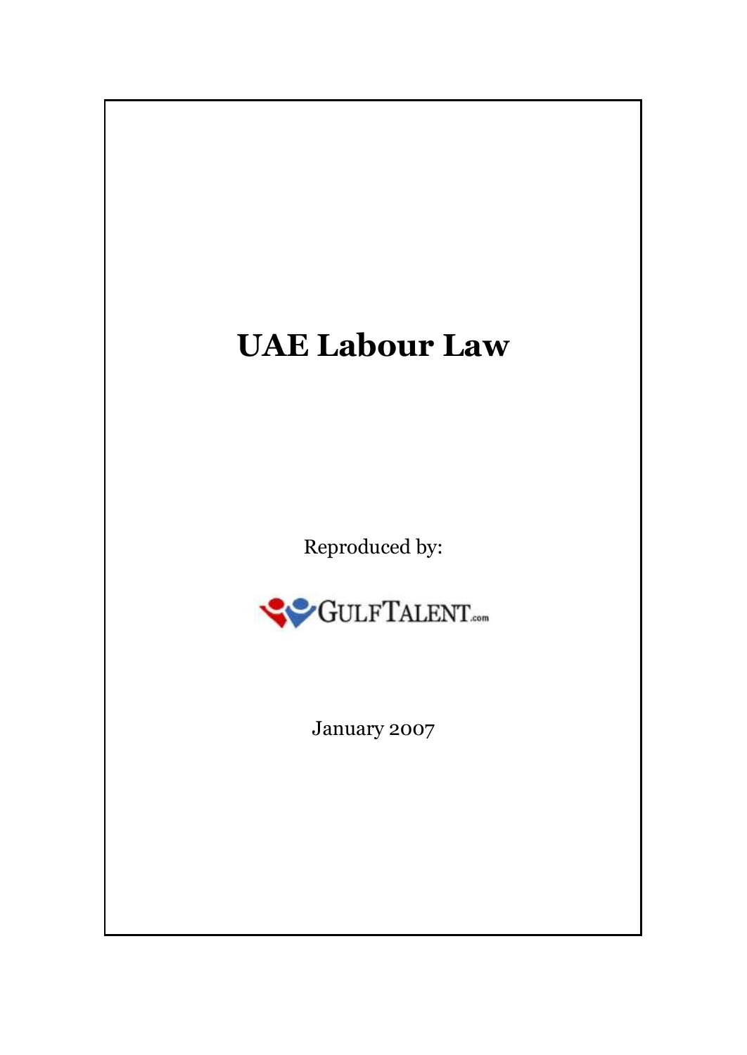# UAE Labour Law

Reproduced by:

GULFTALENT.com

January 2007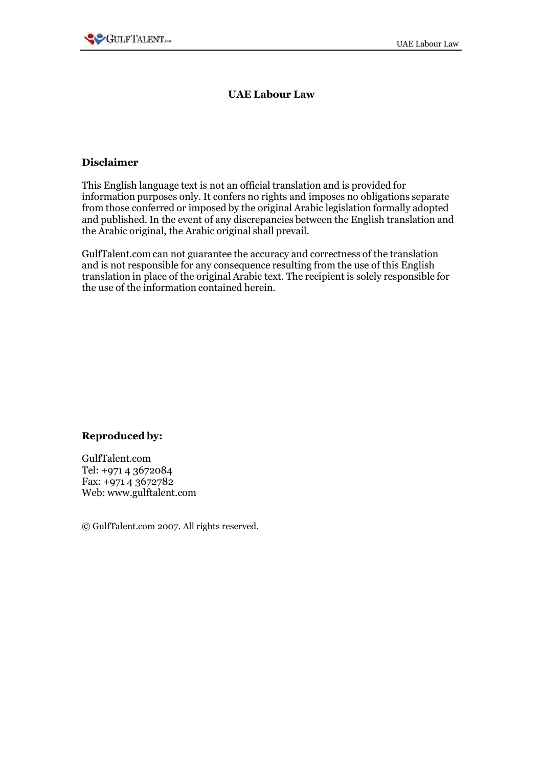# UAE Labour Law

## Disclaimer

This English language text is not an official translation and is provided for information purposes only. It confers no rights and imposes no obligations separate from those conferred or imposed by the original Arabic legislation formally adopted and published. In the event of any discrepancies between the English translation and the Arabic original, the Arabic original shall prevail.

GulfTalent.com can not guarantee the accuracy and correctness of the translation and is not responsible for any consequence resulting from the use of this English translation in place of the original Arabic text. The recipient is solely responsible for the use of the information contained herein.

**Reproduced by:**

GulfTalent.com
Tel: +971 4 3672084
Fax: +971 4 3672782
Web: www.gulftalent.com

© GulfTalent.com 2007. All rights reserved.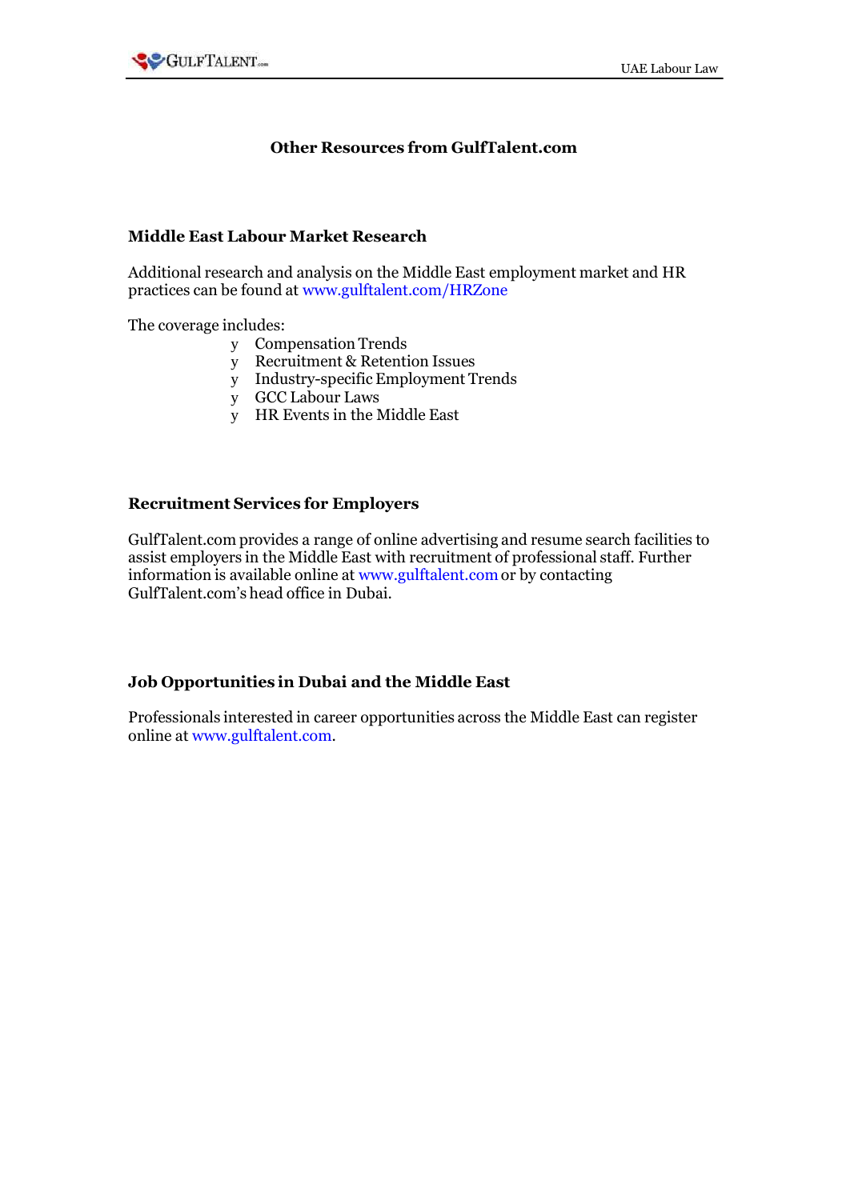# Other Resources from GulfTalent.com

## Middle East Labour Market Research

Additional research and analysis on the Middle East employment market and HR practices can be found at www.gulftalent.com/HRZone

The coverage includes:

- Compensation Trends
- Recruitment & Retention Issues
- Industry-specific Employment Trends
- GCC Labour Laws
- HR Events in the Middle East

## Recruitment Services for Employers

GulfTalent.com provides a range of online advertising and resume search facilities to assist employers in the Middle East with recruitment of professional staff. Further information is available online at www.gulftalent.com or by contacting GulfTalent.com's head office in Dubai.

## Job Opportunities in Dubai and the Middle East

Professionals interested in career opportunities across the Middle East can register online at www.gulftalent.com.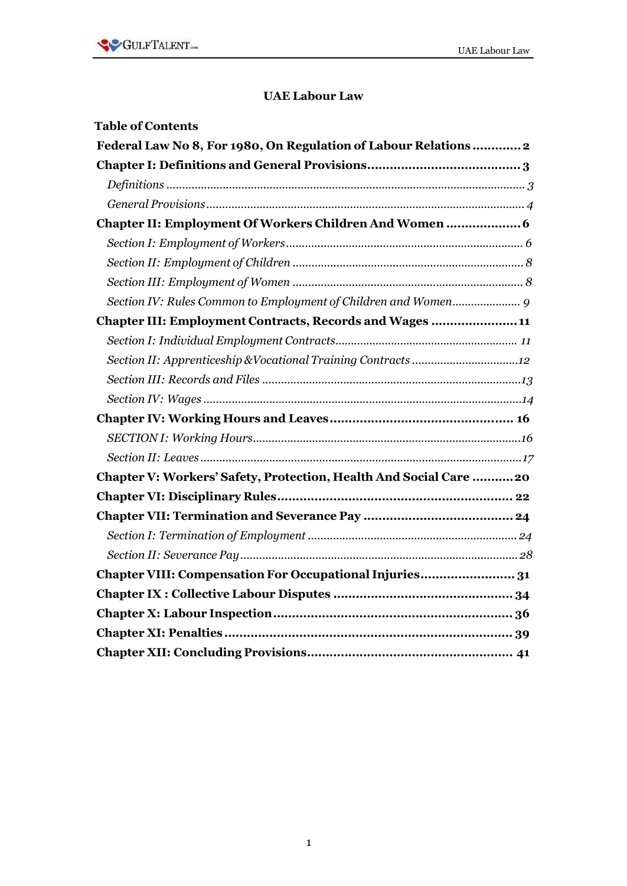# UAE Labour Law

**Table of Contents**

**Federal Law No 8, For 1980, On Regulation of Labour Relations ............ 2**

**Chapter I: Definitions and General Provisions......................................... 3**

*Definitions* ............................................................................................................ 3

*General Provisions* ................................................................................................ 4

**Chapter II: Employment Of Workers Children And Women ................... 6**

*Section I: Employment of Workers* ........................................................................ 6

*Section II: Employment of Children* ...................................................................... 8

*Section III: Employment of Women* ...................................................................... 8

*Section IV: Rules Common to Employment of Children and Women* ..................... 9

**Chapter III: Employment Contracts, Records and Wages ....................... 11**

*Section I: Individual Employment Contracts* ........................................................ 11

*Section II: Apprenticeship &Vocational Training Contracts* ................................. 12

*Section III: Records and Files* .............................................................................. 13

*Section IV: Wages* ................................................................................................ 14

**Chapter IV: Working Hours and Leaves ................................................. 16**

*SECTION I: Working Hours* .................................................................................. 16

*Section II: Leaves* ................................................................................................ 17

**Chapter V: Workers' Safety, Protection, Health And Social Care ........... 20**

**Chapter VI: Disciplinary Rules ............................................................... 22**

**Chapter VII: Termination and Severance Pay ........................................ 24**

*Section I: Termination of Employment* ................................................................ 24

*Section II: Severance Pay* ..................................................................................... 28

**Chapter VIII: Compensation For Occupational Injuries......................... 31**

**Chapter IX : Collective Labour Disputes ................................................ 34**

**Chapter X: Labour Inspection ................................................................ 36**

**Chapter XI: Penalties ............................................................................. 39**

**Chapter XII: Concluding Provisions ....................................................... 41**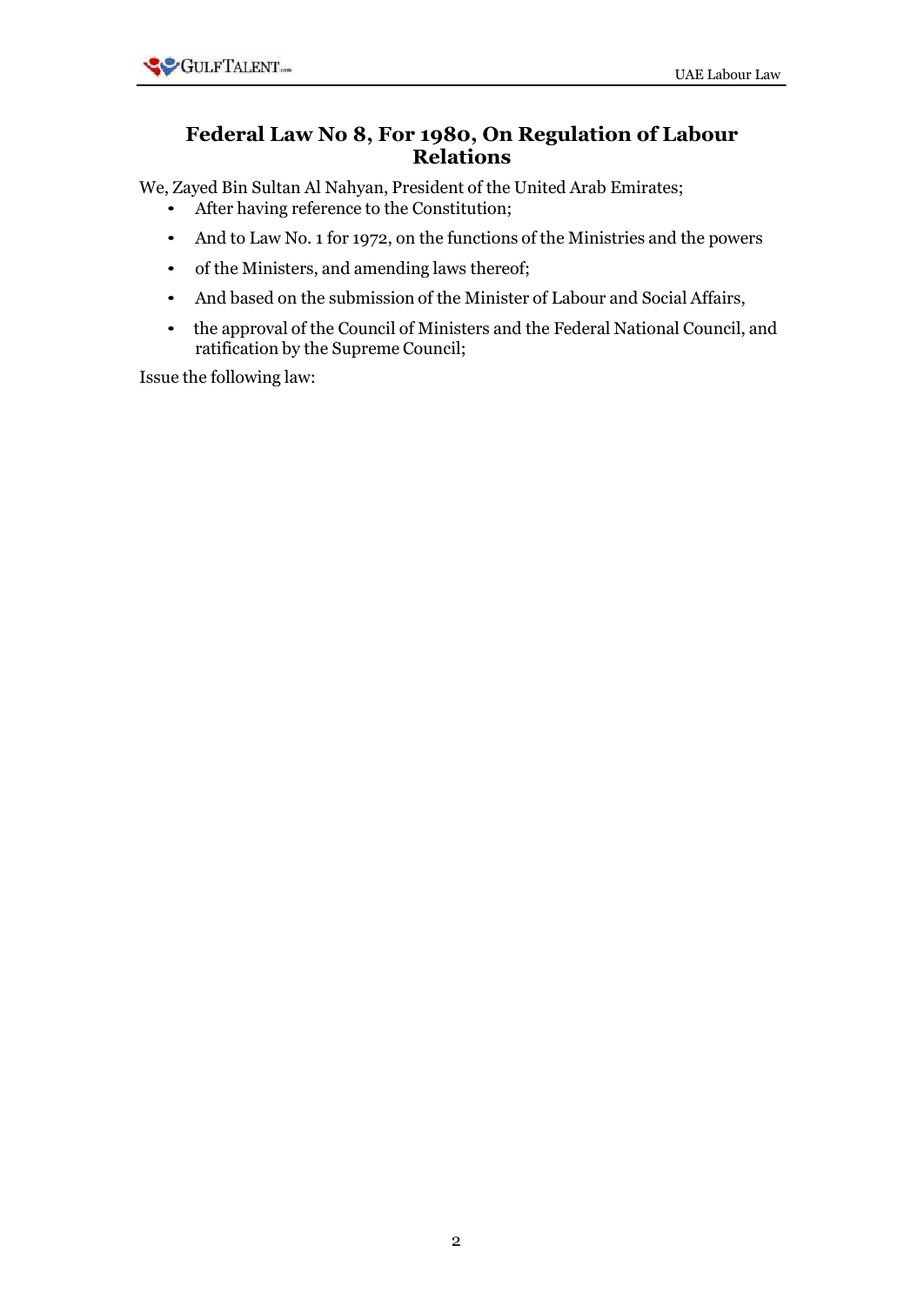# Federal Law No 8, For 1980, On Regulation of Labour Relations

We, Zayed Bin Sultan Al Nahyan, President of the United Arab Emirates;

- After having reference to the Constitution;
- And to Law No. 1 for 1972, on the functions of the Ministries and the powers
- of the Ministers, and amending laws thereof;
- And based on the submission of the Minister of Labour and Social Affairs,
- the approval of the Council of Ministers and the Federal National Council, and ratification by the Supreme Council;

Issue the following law: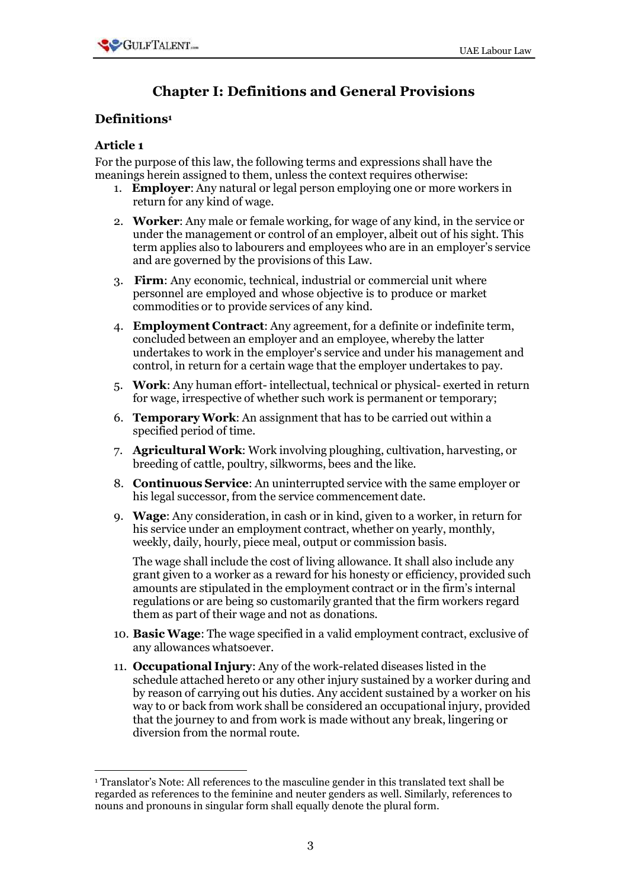# Chapter I: Definitions and General Provisions

## Definitions[1]

### Article 1

For the purpose of this law, the following terms and expressions shall have the meanings herein assigned to them, unless the context requires otherwise:

1. **Employer**: Any natural or legal person employing one or more workers in return for any kind of wage.
2. **Worker**: Any male or female working, for wage of any kind, in the service or under the management or control of an employer, albeit out of his sight. This term applies also to labourers and employees who are in an employer's service and are governed by the provisions of this Law.
3. **Firm**: Any economic, technical, industrial or commercial unit where personnel are employed and whose objective is to produce or market commodities or to provide services of any kind.
4. **Employment Contract**: Any agreement, for a definite or indefinite term, concluded between an employer and an employee, whereby the latter undertakes to work in the employer's service and under his management and control, in return for a certain wage that the employer undertakes to pay.
5. **Work**: Any human effort- intellectual, technical or physical- exerted in return for wage, irrespective of whether such work is permanent or temporary;
6. **Temporary Work**: An assignment that has to be carried out within a specified period of time.
7. **Agricultural Work**: Work involving ploughing, cultivation, harvesting, or breeding of cattle, poultry, silkworms, bees and the like.
8. **Continuous Service**: An uninterrupted service with the same employer or his legal successor, from the service commencement date.
9. **Wage**: Any consideration, in cash or in kind, given to a worker, in return for his service under an employment contract, whether on yearly, monthly, weekly, daily, hourly, piece meal, output or commission basis.

   The wage shall include the cost of living allowance. It shall also include any grant given to a worker as a reward for his honesty or efficiency, provided such amounts are stipulated in the employment contract or in the firm's internal regulations or are being so customarily granted that the firm workers regard them as part of their wage and not as donations.
10. **Basic Wage**: The wage specified in a valid employment contract, exclusive of any allowances whatsoever.
11. **Occupational Injury**: Any of the work-related diseases listed in the schedule attached hereto or any other injury sustained by a worker during and by reason of carrying out his duties. Any accident sustained by a worker on his way to or back from work shall be considered an occupational injury, provided that the journey to and from work is made without any break, lingering or diversion from the normal route.

---

[1] Translator's Note: All references to the masculine gender in this translated text shall be regarded as references to the feminine and neuter genders as well. Similarly, references to nouns and pronouns in singular form shall equally denote the plural form.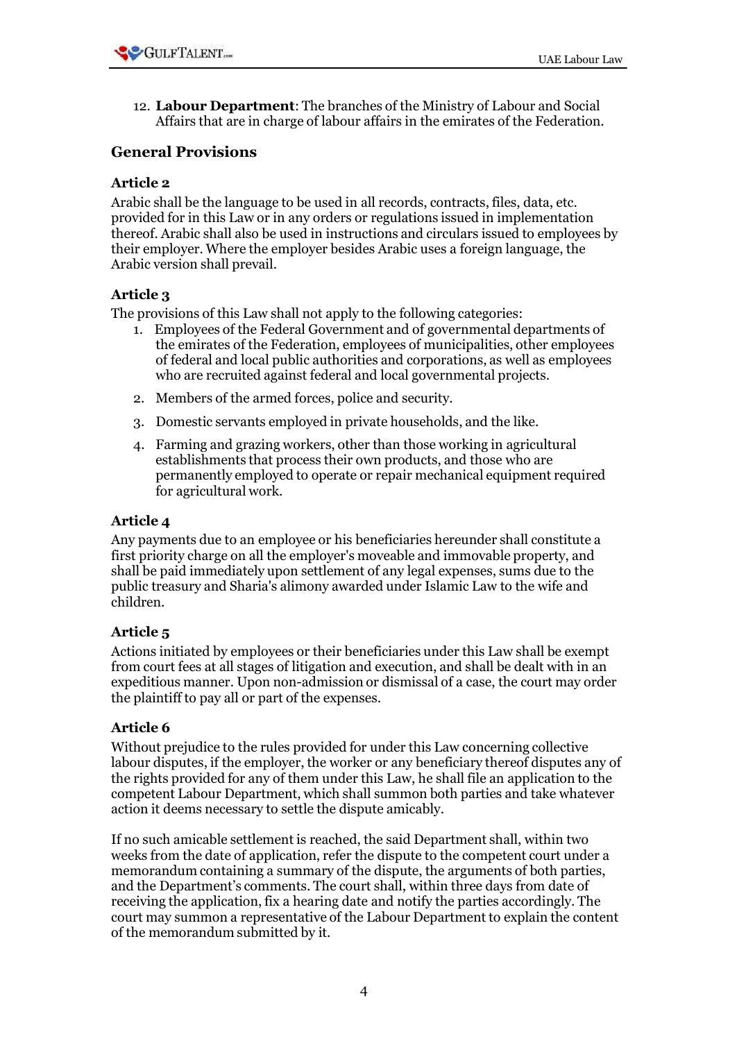12. **Labour Department**: The branches of the Ministry of Labour and Social Affairs that are in charge of labour affairs in the emirates of the Federation.

## General Provisions

### Article 2

Arabic shall be the language to be used in all records, contracts, files, data, etc. provided for in this Law or in any orders or regulations issued in implementation thereof. Arabic shall also be used in instructions and circulars issued to employees by their employer. Where the employer besides Arabic uses a foreign language, the Arabic version shall prevail.

### Article 3

The provisions of this Law shall not apply to the following categories:

1. Employees of the Federal Government and of governmental departments of the emirates of the Federation, employees of municipalities, other employees of federal and local public authorities and corporations, as well as employees who are recruited against federal and local governmental projects.
2. Members of the armed forces, police and security.
3. Domestic servants employed in private households, and the like.
4. Farming and grazing workers, other than those working in agricultural establishments that process their own products, and those who are permanently employed to operate or repair mechanical equipment required for agricultural work.

### Article 4

Any payments due to an employee or his beneficiaries hereunder shall constitute a first priority charge on all the employer's moveable and immovable property, and shall be paid immediately upon settlement of any legal expenses, sums due to the public treasury and Sharia's alimony awarded under Islamic Law to the wife and children.

### Article 5

Actions initiated by employees or their beneficiaries under this Law shall be exempt from court fees at all stages of litigation and execution, and shall be dealt with in an expeditious manner. Upon non-admission or dismissal of a case, the court may order the plaintiff to pay all or part of the expenses.

### Article 6

Without prejudice to the rules provided for under this Law concerning collective labour disputes, if the employer, the worker or any beneficiary thereof disputes any of the rights provided for any of them under this Law, he shall file an application to the competent Labour Department, which shall summon both parties and take whatever action it deems necessary to settle the dispute amicably.

If no such amicable settlement is reached, the said Department shall, within two weeks from the date of application, refer the dispute to the competent court under a memorandum containing a summary of the dispute, the arguments of both parties, and the Department's comments. The court shall, within three days from date of receiving the application, fix a hearing date and notify the parties accordingly. The court may summon a representative of the Labour Department to explain the content of the memorandum submitted by it.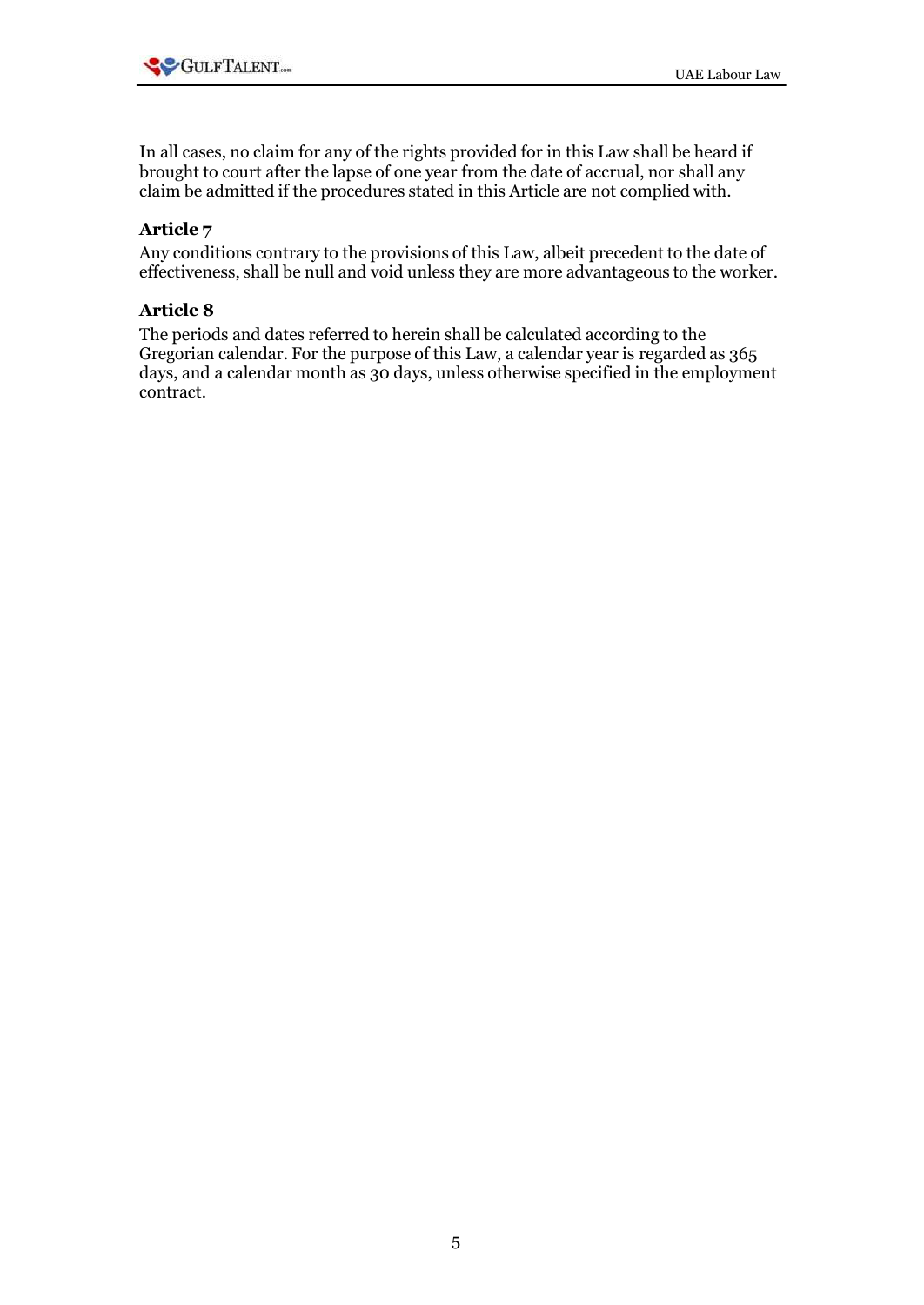In all cases, no claim for any of the rights provided for in this Law shall be heard if brought to court after the lapse of one year from the date of accrual, nor shall any claim be admitted if the procedures stated in this Article are not complied with.

### Article 7

Any conditions contrary to the provisions of this Law, albeit precedent to the date of effectiveness, shall be null and void unless they are more advantageous to the worker.

### Article 8

The periods and dates referred to herein shall be calculated according to the Gregorian calendar. For the purpose of this Law, a calendar year is regarded as 365 days, and a calendar month as 30 days, unless otherwise specified in the employment contract.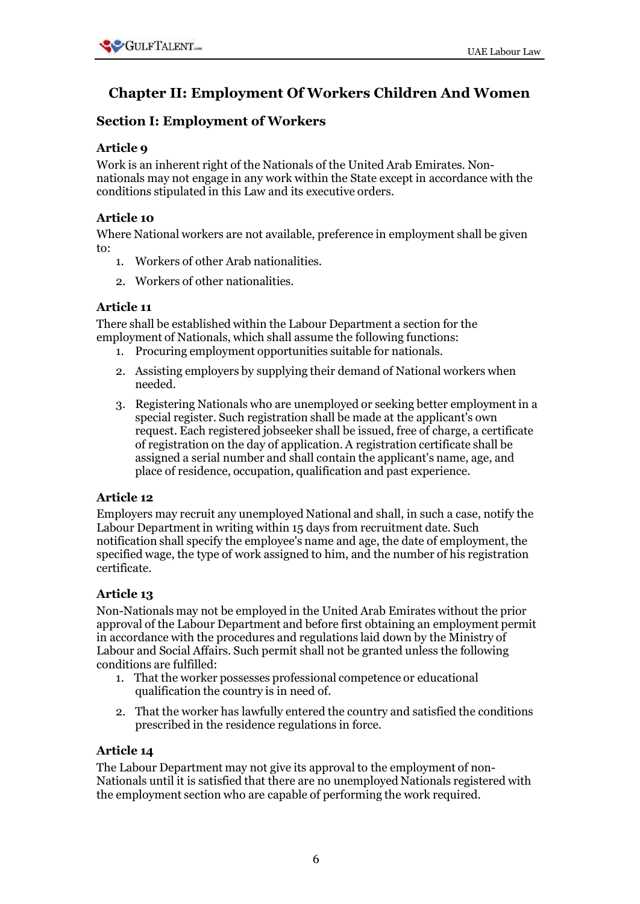## Chapter II: Employment Of Workers Children And Women

### Section I: Employment of Workers

#### Article 9

Work is an inherent right of the Nationals of the United Arab Emirates. Non-nationals may not engage in any work within the State except in accordance with the conditions stipulated in this Law and its executive orders.

#### Article 10

Where National workers are not available, preference in employment shall be given to:

1. Workers of other Arab nationalities.
2. Workers of other nationalities.

#### Article 11

There shall be established within the Labour Department a section for the employment of Nationals, which shall assume the following functions:

1. Procuring employment opportunities suitable for nationals.
2. Assisting employers by supplying their demand of National workers when needed.
3. Registering Nationals who are unemployed or seeking better employment in a special register. Such registration shall be made at the applicant's own request. Each registered jobseeker shall be issued, free of charge, a certificate of registration on the day of application. A registration certificate shall be assigned a serial number and shall contain the applicant's name, age, and place of residence, occupation, qualification and past experience.

#### Article 12

Employers may recruit any unemployed National and shall, in such a case, notify the Labour Department in writing within 15 days from recruitment date. Such notification shall specify the employee's name and age, the date of employment, the specified wage, the type of work assigned to him, and the number of his registration certificate.

#### Article 13

Non-Nationals may not be employed in the United Arab Emirates without the prior approval of the Labour Department and before first obtaining an employment permit in accordance with the procedures and regulations laid down by the Ministry of Labour and Social Affairs. Such permit shall not be granted unless the following conditions are fulfilled:

1. That the worker possesses professional competence or educational qualification the country is in need of.
2. That the worker has lawfully entered the country and satisfied the conditions prescribed in the residence regulations in force.

#### Article 14

The Labour Department may not give its approval to the employment of non-Nationals until it is satisfied that there are no unemployed Nationals registered with the employment section who are capable of performing the work required.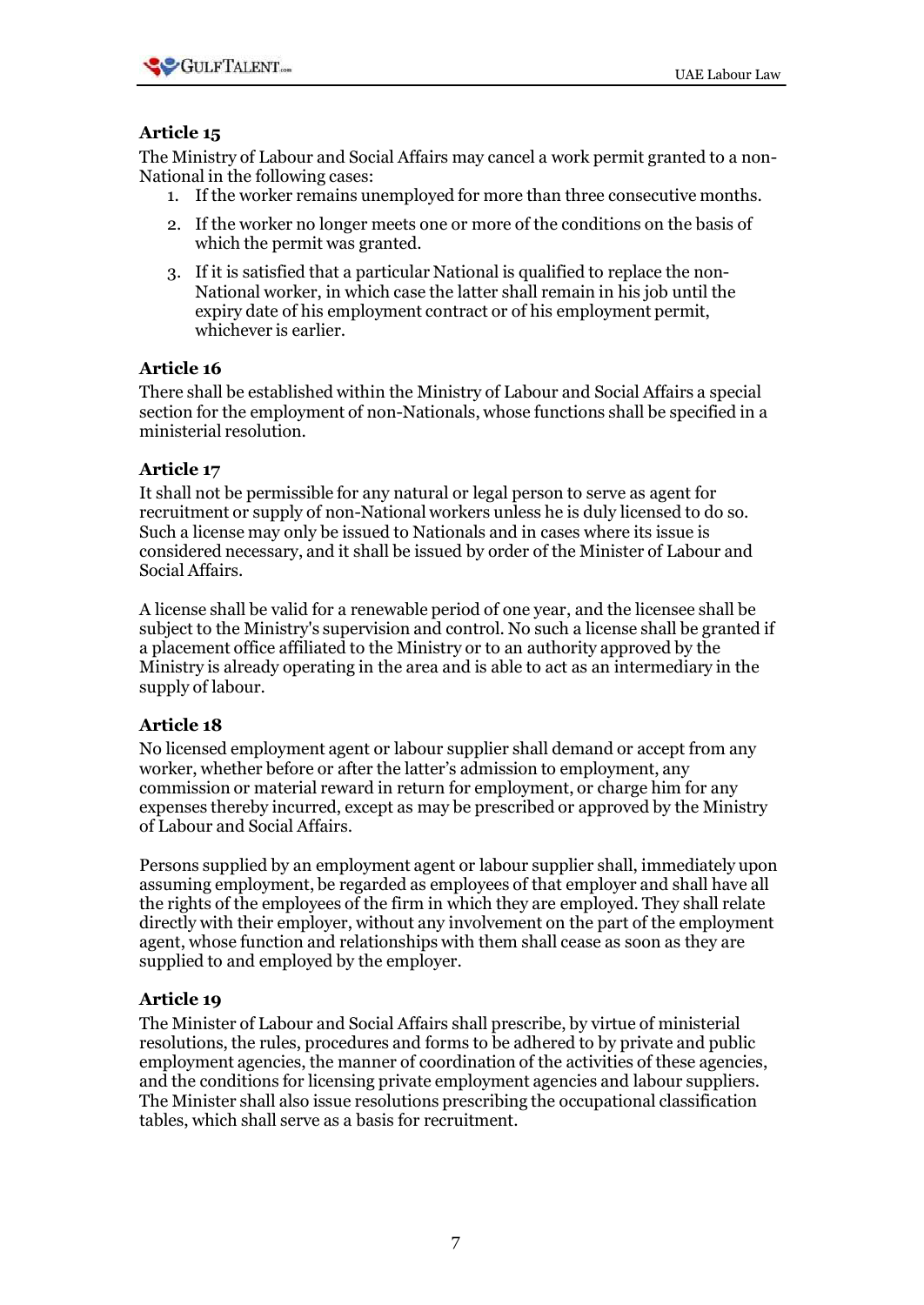### Article 15

The Ministry of Labour and Social Affairs may cancel a work permit granted to a non-National in the following cases:

1. If the worker remains unemployed for more than three consecutive months.
2. If the worker no longer meets one or more of the conditions on the basis of which the permit was granted.
3. If it is satisfied that a particular National is qualified to replace the non-National worker, in which case the latter shall remain in his job until the expiry date of his employment contract or of his employment permit, whichever is earlier.

### Article 16

There shall be established within the Ministry of Labour and Social Affairs a special section for the employment of non-Nationals, whose functions shall be specified in a ministerial resolution.

### Article 17

It shall not be permissible for any natural or legal person to serve as agent for recruitment or supply of non-National workers unless he is duly licensed to do so. Such a license may only be issued to Nationals and in cases where its issue is considered necessary, and it shall be issued by order of the Minister of Labour and Social Affairs.

A license shall be valid for a renewable period of one year, and the licensee shall be subject to the Ministry's supervision and control. No such a license shall be granted if a placement office affiliated to the Ministry or to an authority approved by the Ministry is already operating in the area and is able to act as an intermediary in the supply of labour.

### Article 18

No licensed employment agent or labour supplier shall demand or accept from any worker, whether before or after the latter's admission to employment, any commission or material reward in return for employment, or charge him for any expenses thereby incurred, except as may be prescribed or approved by the Ministry of Labour and Social Affairs.

Persons supplied by an employment agent or labour supplier shall, immediately upon assuming employment, be regarded as employees of that employer and shall have all the rights of the employees of the firm in which they are employed. They shall relate directly with their employer, without any involvement on the part of the employment agent, whose function and relationships with them shall cease as soon as they are supplied to and employed by the employer.

### Article 19

The Minister of Labour and Social Affairs shall prescribe, by virtue of ministerial resolutions, the rules, procedures and forms to be adhered to by private and public employment agencies, the manner of coordination of the activities of these agencies, and the conditions for licensing private employment agencies and labour suppliers. The Minister shall also issue resolutions prescribing the occupational classification tables, which shall serve as a basis for recruitment.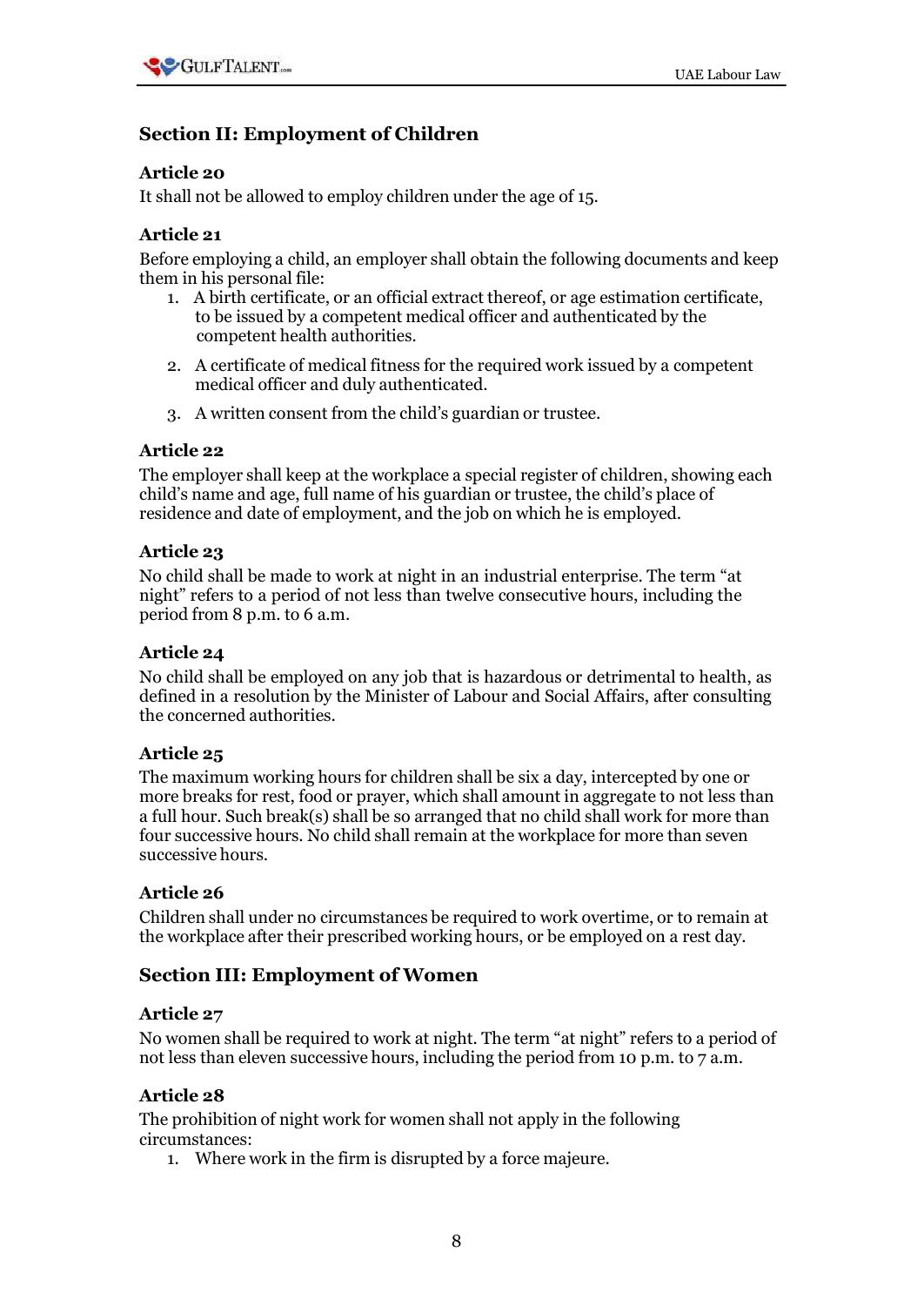## Section II: Employment of Children

### Article 20

It shall not be allowed to employ children under the age of 15.

### Article 21

Before employing a child, an employer shall obtain the following documents and keep them in his personal file:

1. A birth certificate, or an official extract thereof, or age estimation certificate, to be issued by a competent medical officer and authenticated by the competent health authorities.
2. A certificate of medical fitness for the required work issued by a competent medical officer and duly authenticated.
3. A written consent from the child's guardian or trustee.

### Article 22

The employer shall keep at the workplace a special register of children, showing each child's name and age, full name of his guardian or trustee, the child's place of residence and date of employment, and the job on which he is employed.

### Article 23

No child shall be made to work at night in an industrial enterprise. The term "at night" refers to a period of not less than twelve consecutive hours, including the period from 8 p.m. to 6 a.m.

### Article 24

No child shall be employed on any job that is hazardous or detrimental to health, as defined in a resolution by the Minister of Labour and Social Affairs, after consulting the concerned authorities.

### Article 25

The maximum working hours for children shall be six a day, intercepted by one or more breaks for rest, food or prayer, which shall amount in aggregate to not less than a full hour. Such break(s) shall be so arranged that no child shall work for more than four successive hours. No child shall remain at the workplace for more than seven successive hours.

### Article 26

Children shall under no circumstances be required to work overtime, or to remain at the workplace after their prescribed working hours, or be employed on a rest day.

## Section III: Employment of Women

### Article 27

No women shall be required to work at night. The term "at night" refers to a period of not less than eleven successive hours, including the period from 10 p.m. to 7 a.m.

### Article 28

The prohibition of night work for women shall not apply in the following circumstances:

1. Where work in the firm is disrupted by a force majeure.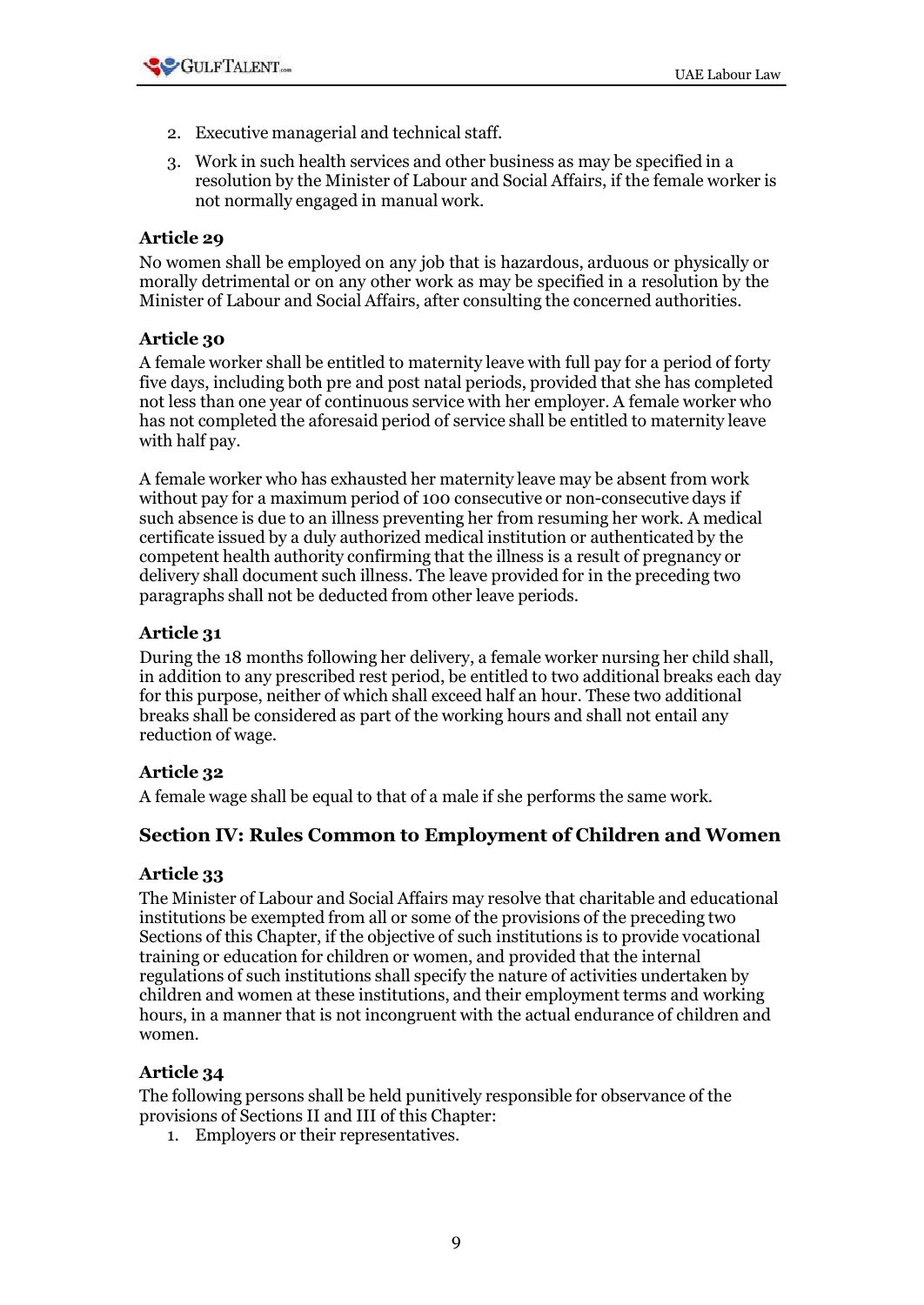2. Executive managerial and technical staff.
3. Work in such health services and other business as may be specified in a resolution by the Minister of Labour and Social Affairs, if the female worker is not normally engaged in manual work.

### Article 29

No women shall be employed on any job that is hazardous, arduous or physically or morally detrimental or on any other work as may be specified in a resolution by the Minister of Labour and Social Affairs, after consulting the concerned authorities.

### Article 30

A female worker shall be entitled to maternity leave with full pay for a period of forty five days, including both pre and post natal periods, provided that she has completed not less than one year of continuous service with her employer. A female worker who has not completed the aforesaid period of service shall be entitled to maternity leave with half pay.

A female worker who has exhausted her maternity leave may be absent from work without pay for a maximum period of 100 consecutive or non-consecutive days if such absence is due to an illness preventing her from resuming her work. A medical certificate issued by a duly authorized medical institution or authenticated by the competent health authority confirming that the illness is a result of pregnancy or delivery shall document such illness. The leave provided for in the preceding two paragraphs shall not be deducted from other leave periods.

### Article 31

During the 18 months following her delivery, a female worker nursing her child shall, in addition to any prescribed rest period, be entitled to two additional breaks each day for this purpose, neither of which shall exceed half an hour. These two additional breaks shall be considered as part of the working hours and shall not entail any reduction of wage.

### Article 32

A female wage shall be equal to that of a male if she performs the same work.

## Section IV: Rules Common to Employment of Children and Women

### Article 33

The Minister of Labour and Social Affairs may resolve that charitable and educational institutions be exempted from all or some of the provisions of the preceding two Sections of this Chapter, if the objective of such institutions is to provide vocational training or education for children or women, and provided that the internal regulations of such institutions shall specify the nature of activities undertaken by children and women at these institutions, and their employment terms and working hours, in a manner that is not incongruent with the actual endurance of children and women.

### Article 34

The following persons shall be held punitively responsible for observance of the provisions of Sections II and III of this Chapter:

1. Employers or their representatives.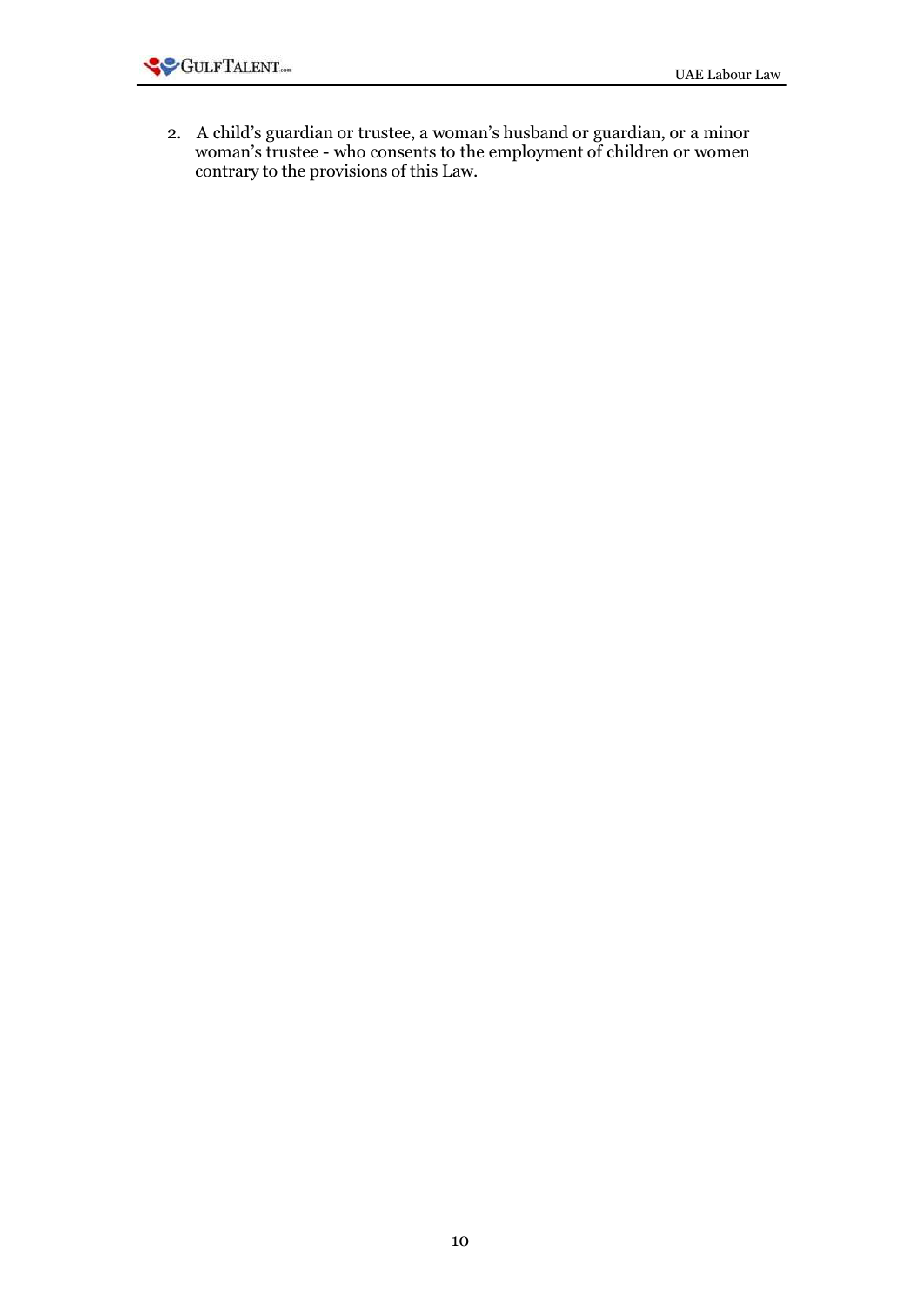2. A child's guardian or trustee, a woman's husband or guardian, or a minor woman's trustee - who consents to the employment of children or women contrary to the provisions of this Law.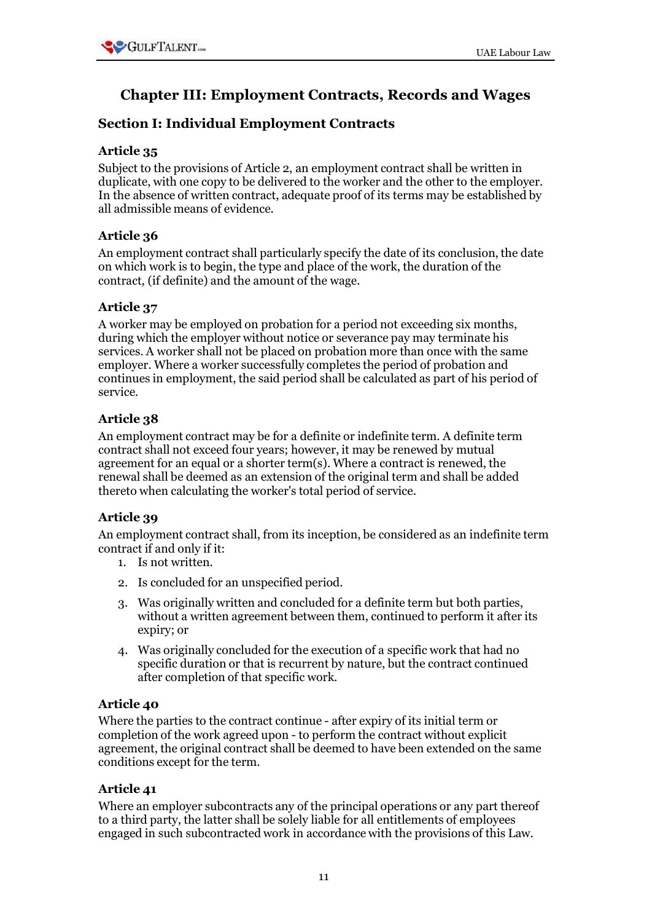## Chapter III: Employment Contracts, Records and Wages

### Section I: Individual Employment Contracts

#### Article 35

Subject to the provisions of Article 2, an employment contract shall be written in duplicate, with one copy to be delivered to the worker and the other to the employer. In the absence of written contract, adequate proof of its terms may be established by all admissible means of evidence.

#### Article 36

An employment contract shall particularly specify the date of its conclusion, the date on which work is to begin, the type and place of the work, the duration of the contract, (if definite) and the amount of the wage.

#### Article 37

A worker may be employed on probation for a period not exceeding six months, during which the employer without notice or severance pay may terminate his services. A worker shall not be placed on probation more than once with the same employer. Where a worker successfully completes the period of probation and continues in employment, the said period shall be calculated as part of his period of service.

#### Article 38

An employment contract may be for a definite or indefinite term. A definite term contract shall not exceed four years; however, it may be renewed by mutual agreement for an equal or a shorter term(s). Where a contract is renewed, the renewal shall be deemed as an extension of the original term and shall be added thereto when calculating the worker's total period of service.

#### Article 39

An employment contract shall, from its inception, be considered as an indefinite term contract if and only if it:

1. Is not written.
2. Is concluded for an unspecified period.
3. Was originally written and concluded for a definite term but both parties, without a written agreement between them, continued to perform it after its expiry; or
4. Was originally concluded for the execution of a specific work that had no specific duration or that is recurrent by nature, but the contract continued after completion of that specific work.

#### Article 40

Where the parties to the contract continue - after expiry of its initial term or completion of the work agreed upon - to perform the contract without explicit agreement, the original contract shall be deemed to have been extended on the same conditions except for the term.

#### Article 41

Where an employer subcontracts any of the principal operations or any part thereof to a third party, the latter shall be solely liable for all entitlements of employees engaged in such subcontracted work in accordance with the provisions of this Law.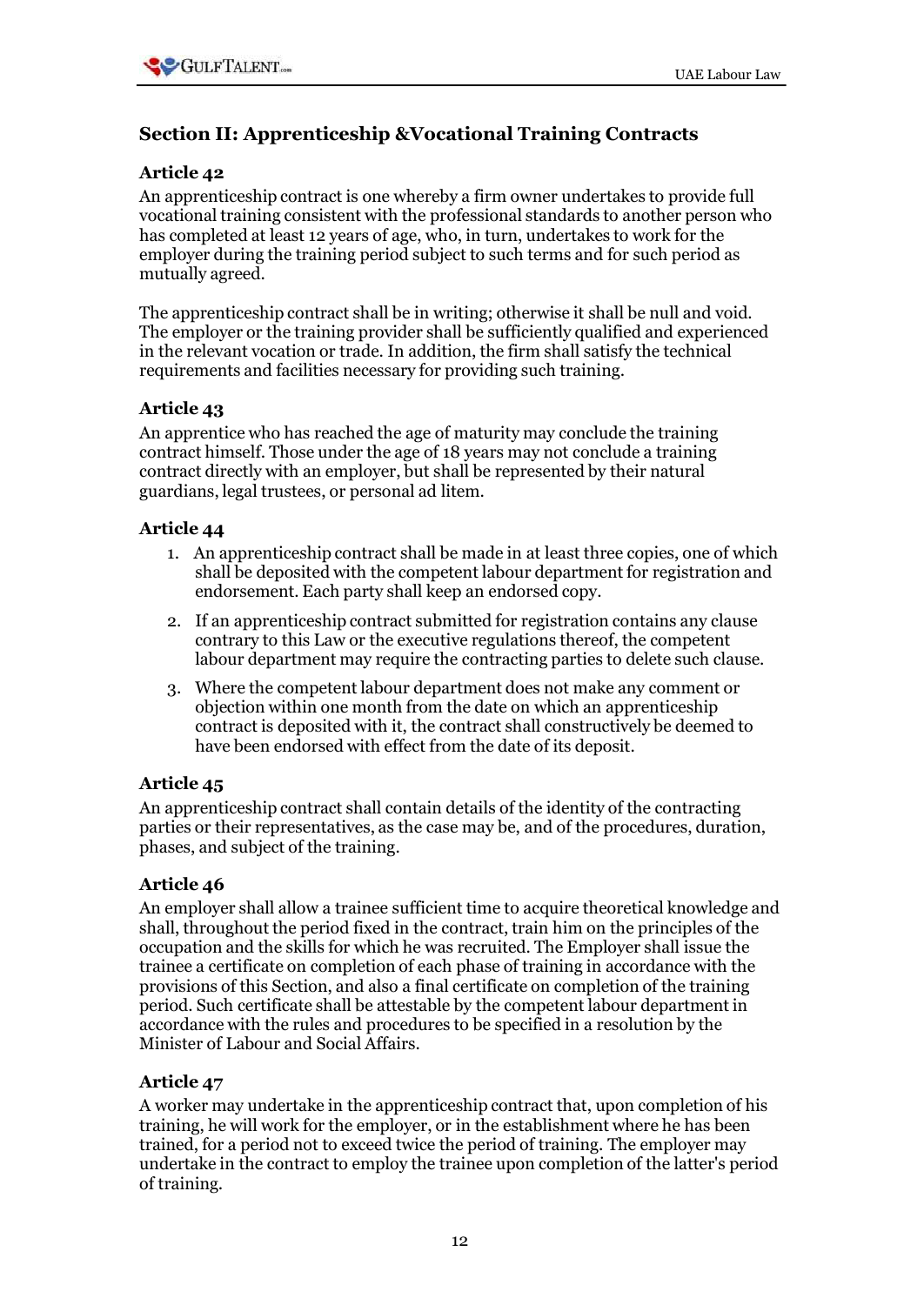## Section II: Apprenticeship &Vocational Training Contracts

### Article 42

An apprenticeship contract is one whereby a firm owner undertakes to provide full vocational training consistent with the professional standards to another person who has completed at least 12 years of age, who, in turn, undertakes to work for the employer during the training period subject to such terms and for such period as mutually agreed.

The apprenticeship contract shall be in writing; otherwise it shall be null and void. The employer or the training provider shall be sufficiently qualified and experienced in the relevant vocation or trade. In addition, the firm shall satisfy the technical requirements and facilities necessary for providing such training.

### Article 43

An apprentice who has reached the age of maturity may conclude the training contract himself. Those under the age of 18 years may not conclude a training contract directly with an employer, but shall be represented by their natural guardians, legal trustees, or personal ad litem.

### Article 44

1. An apprenticeship contract shall be made in at least three copies, one of which shall be deposited with the competent labour department for registration and endorsement. Each party shall keep an endorsed copy.
2. If an apprenticeship contract submitted for registration contains any clause contrary to this Law or the executive regulations thereof, the competent labour department may require the contracting parties to delete such clause.
3. Where the competent labour department does not make any comment or objection within one month from the date on which an apprenticeship contract is deposited with it, the contract shall constructively be deemed to have been endorsed with effect from the date of its deposit.

### Article 45

An apprenticeship contract shall contain details of the identity of the contracting parties or their representatives, as the case may be, and of the procedures, duration, phases, and subject of the training.

### Article 46

An employer shall allow a trainee sufficient time to acquire theoretical knowledge and shall, throughout the period fixed in the contract, train him on the principles of the occupation and the skills for which he was recruited. The Employer shall issue the trainee a certificate on completion of each phase of training in accordance with the provisions of this Section, and also a final certificate on completion of the training period. Such certificate shall be attestable by the competent labour department in accordance with the rules and procedures to be specified in a resolution by the Minister of Labour and Social Affairs.

### Article 47

A worker may undertake in the apprenticeship contract that, upon completion of his training, he will work for the employer, or in the establishment where he has been trained, for a period not to exceed twice the period of training. The employer may undertake in the contract to employ the trainee upon completion of the latter's period of training.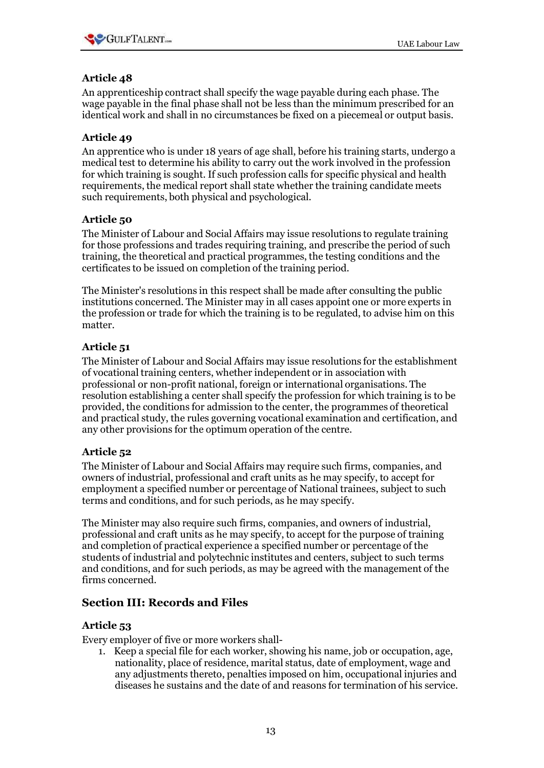### Article 48

An apprenticeship contract shall specify the wage payable during each phase. The wage payable in the final phase shall not be less than the minimum prescribed for an identical work and shall in no circumstances be fixed on a piecemeal or output basis.

### Article 49

An apprentice who is under 18 years of age shall, before his training starts, undergo a medical test to determine his ability to carry out the work involved in the profession for which training is sought. If such profession calls for specific physical and health requirements, the medical report shall state whether the training candidate meets such requirements, both physical and psychological.

### Article 50

The Minister of Labour and Social Affairs may issue resolutions to regulate training for those professions and trades requiring training, and prescribe the period of such training, the theoretical and practical programmes, the testing conditions and the certificates to be issued on completion of the training period.

The Minister's resolutions in this respect shall be made after consulting the public institutions concerned. The Minister may in all cases appoint one or more experts in the profession or trade for which the training is to be regulated, to advise him on this matter.

### Article 51

The Minister of Labour and Social Affairs may issue resolutions for the establishment of vocational training centers, whether independent or in association with professional or non-profit national, foreign or international organisations. The resolution establishing a center shall specify the profession for which training is to be provided, the conditions for admission to the center, the programmes of theoretical and practical study, the rules governing vocational examination and certification, and any other provisions for the optimum operation of the centre.

### Article 52

The Minister of Labour and Social Affairs may require such firms, companies, and owners of industrial, professional and craft units as he may specify, to accept for employment a specified number or percentage of National trainees, subject to such terms and conditions, and for such periods, as he may specify.

The Minister may also require such firms, companies, and owners of industrial, professional and craft units as he may specify, to accept for the purpose of training and completion of practical experience a specified number or percentage of the students of industrial and polytechnic institutes and centers, subject to such terms and conditions, and for such periods, as may be agreed with the management of the firms concerned.

## Section III: Records and Files

### Article 53

Every employer of five or more workers shall-

1. Keep a special file for each worker, showing his name, job or occupation, age, nationality, place of residence, marital status, date of employment, wage and any adjustments thereto, penalties imposed on him, occupational injuries and diseases he sustains and the date of and reasons for termination of his service.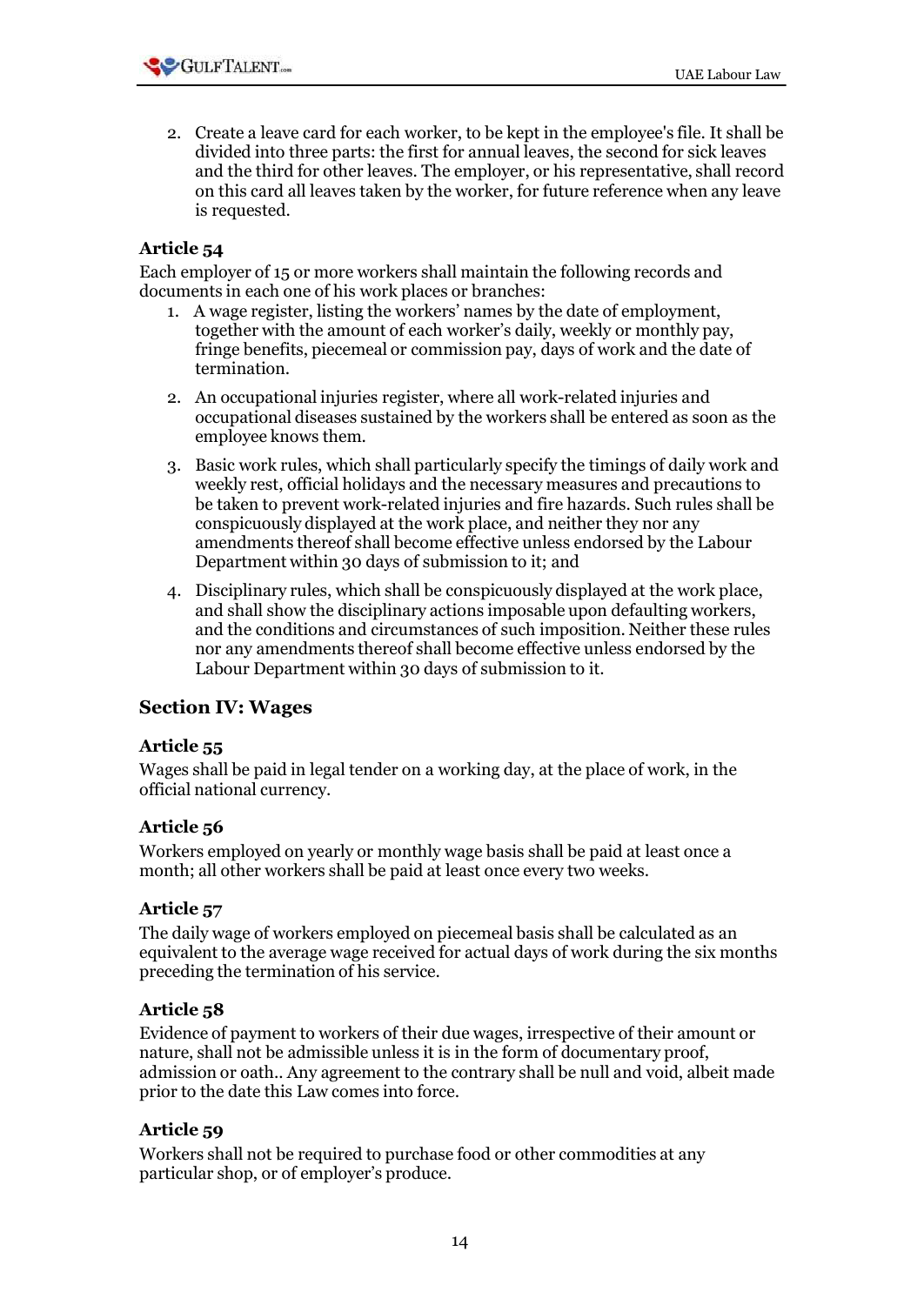2. Create a leave card for each worker, to be kept in the employee's file. It shall be divided into three parts: the first for annual leaves, the second for sick leaves and the third for other leaves. The employer, or his representative, shall record on this card all leaves taken by the worker, for future reference when any leave is requested.

### Article 54

Each employer of 15 or more workers shall maintain the following records and documents in each one of his work places or branches:

1. A wage register, listing the workers' names by the date of employment, together with the amount of each worker's daily, weekly or monthly pay, fringe benefits, piecemeal or commission pay, days of work and the date of termination.
2. An occupational injuries register, where all work-related injuries and occupational diseases sustained by the workers shall be entered as soon as the employee knows them.
3. Basic work rules, which shall particularly specify the timings of daily work and weekly rest, official holidays and the necessary measures and precautions to be taken to prevent work-related injuries and fire hazards. Such rules shall be conspicuously displayed at the work place, and neither they nor any amendments thereof shall become effective unless endorsed by the Labour Department within 30 days of submission to it; and
4. Disciplinary rules, which shall be conspicuously displayed at the work place, and shall show the disciplinary actions imposable upon defaulting workers, and the conditions and circumstances of such imposition. Neither these rules nor any amendments thereof shall become effective unless endorsed by the Labour Department within 30 days of submission to it.

## Section IV: Wages

### Article 55

Wages shall be paid in legal tender on a working day, at the place of work, in the official national currency.

### Article 56

Workers employed on yearly or monthly wage basis shall be paid at least once a month; all other workers shall be paid at least once every two weeks.

### Article 57

The daily wage of workers employed on piecemeal basis shall be calculated as an equivalent to the average wage received for actual days of work during the six months preceding the termination of his service.

### Article 58

Evidence of payment to workers of their due wages, irrespective of their amount or nature, shall not be admissible unless it is in the form of documentary proof, admission or oath.. Any agreement to the contrary shall be null and void, albeit made prior to the date this Law comes into force.

### Article 59

Workers shall not be required to purchase food or other commodities at any particular shop, or of employer's produce.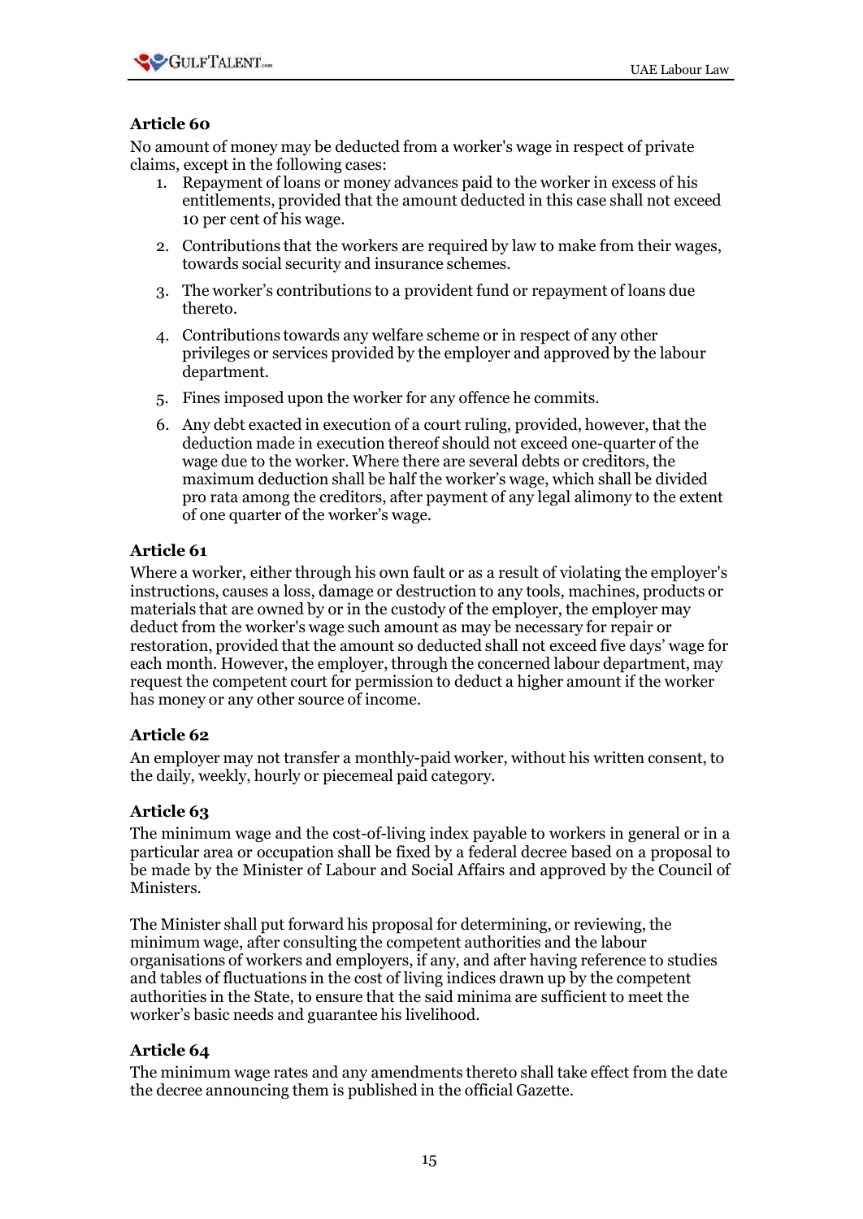### Article 60

No amount of money may be deducted from a worker's wage in respect of private claims, except in the following cases:

1. Repayment of loans or money advances paid to the worker in excess of his entitlements, provided that the amount deducted in this case shall not exceed 10 per cent of his wage.
2. Contributions that the workers are required by law to make from their wages, towards social security and insurance schemes.
3. The worker's contributions to a provident fund or repayment of loans due thereto.
4. Contributions towards any welfare scheme or in respect of any other privileges or services provided by the employer and approved by the labour department.
5. Fines imposed upon the worker for any offence he commits.
6. Any debt exacted in execution of a court ruling, provided, however, that the deduction made in execution thereof should not exceed one-quarter of the wage due to the worker. Where there are several debts or creditors, the maximum deduction shall be half the worker's wage, which shall be divided pro rata among the creditors, after payment of any legal alimony to the extent of one quarter of the worker's wage.

### Article 61

Where a worker, either through his own fault or as a result of violating the employer's instructions, causes a loss, damage or destruction to any tools, machines, products or materials that are owned by or in the custody of the employer, the employer may deduct from the worker's wage such amount as may be necessary for repair or restoration, provided that the amount so deducted shall not exceed five days' wage for each month. However, the employer, through the concerned labour department, may request the competent court for permission to deduct a higher amount if the worker has money or any other source of income.

### Article 62

An employer may not transfer a monthly-paid worker, without his written consent, to the daily, weekly, hourly or piecemeal paid category.

### Article 63

The minimum wage and the cost-of-living index payable to workers in general or in a particular area or occupation shall be fixed by a federal decree based on a proposal to be made by the Minister of Labour and Social Affairs and approved by the Council of Ministers.

The Minister shall put forward his proposal for determining, or reviewing, the minimum wage, after consulting the competent authorities and the labour organisations of workers and employers, if any, and after having reference to studies and tables of fluctuations in the cost of living indices drawn up by the competent authorities in the State, to ensure that the said minima are sufficient to meet the worker's basic needs and guarantee his livelihood.

### Article 64

The minimum wage rates and any amendments thereto shall take effect from the date the decree announcing them is published in the official Gazette.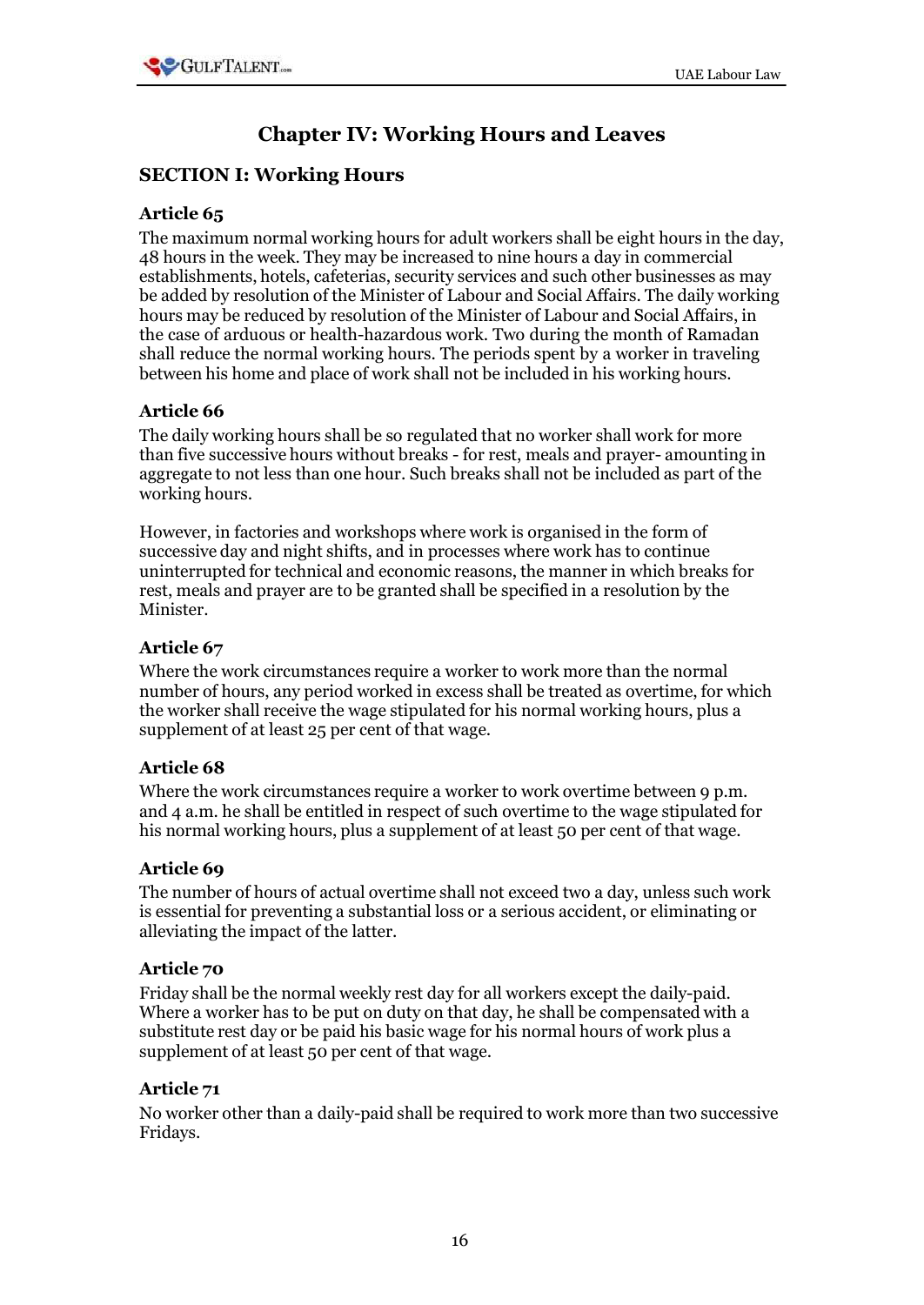# Chapter IV: Working Hours and Leaves

## SECTION I: Working Hours

### Article 65

The maximum normal working hours for adult workers shall be eight hours in the day, 48 hours in the week. They may be increased to nine hours a day in commercial establishments, hotels, cafeterias, security services and such other businesses as may be added by resolution of the Minister of Labour and Social Affairs. The daily working hours may be reduced by resolution of the Minister of Labour and Social Affairs, in the case of arduous or health-hazardous work. Two during the month of Ramadan shall reduce the normal working hours. The periods spent by a worker in traveling between his home and place of work shall not be included in his working hours.

### Article 66

The daily working hours shall be so regulated that no worker shall work for more than five successive hours without breaks - for rest, meals and prayer- amounting in aggregate to not less than one hour. Such breaks shall not be included as part of the working hours.

However, in factories and workshops where work is organised in the form of successive day and night shifts, and in processes where work has to continue uninterrupted for technical and economic reasons, the manner in which breaks for rest, meals and prayer are to be granted shall be specified in a resolution by the Minister.

### Article 67

Where the work circumstances require a worker to work more than the normal number of hours, any period worked in excess shall be treated as overtime, for which the worker shall receive the wage stipulated for his normal working hours, plus a supplement of at least 25 per cent of that wage.

### Article 68

Where the work circumstances require a worker to work overtime between 9 p.m. and 4 a.m. he shall be entitled in respect of such overtime to the wage stipulated for his normal working hours, plus a supplement of at least 50 per cent of that wage.

### Article 69

The number of hours of actual overtime shall not exceed two a day, unless such work is essential for preventing a substantial loss or a serious accident, or eliminating or alleviating the impact of the latter.

### Article 70

Friday shall be the normal weekly rest day for all workers except the daily-paid. Where a worker has to be put on duty on that day, he shall be compensated with a substitute rest day or be paid his basic wage for his normal hours of work plus a supplement of at least 50 per cent of that wage.

### Article 71

No worker other than a daily-paid shall be required to work more than two successive Fridays.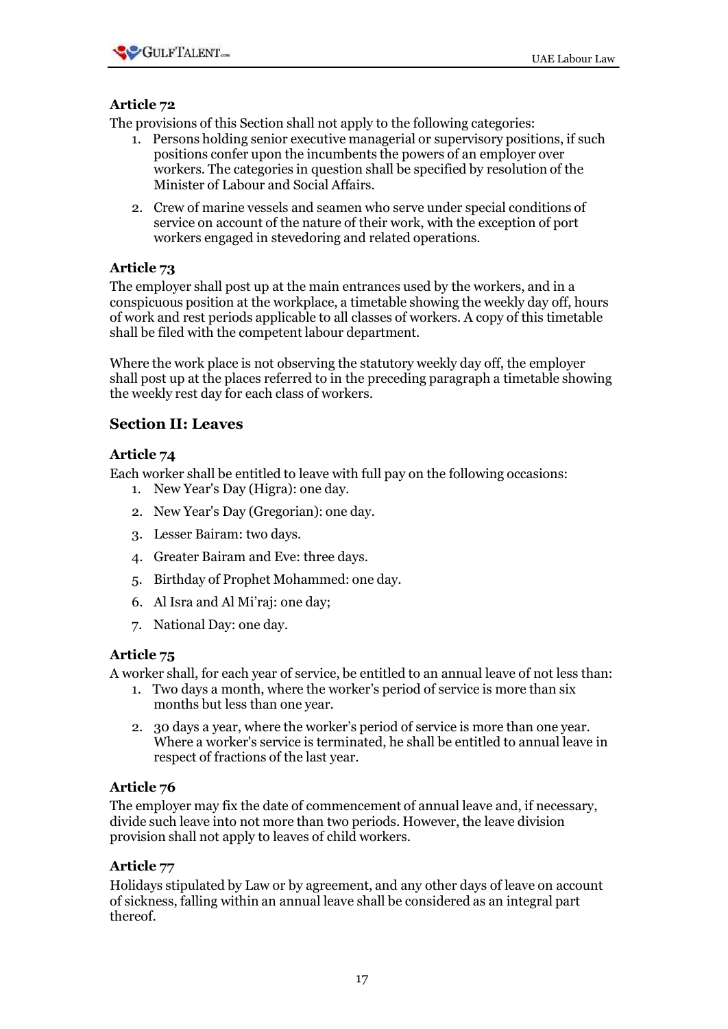### Article 72

The provisions of this Section shall not apply to the following categories:

1. Persons holding senior executive managerial or supervisory positions, if such positions confer upon the incumbents the powers of an employer over workers. The categories in question shall be specified by resolution of the Minister of Labour and Social Affairs.
2. Crew of marine vessels and seamen who serve under special conditions of service on account of the nature of their work, with the exception of port workers engaged in stevedoring and related operations.

### Article 73

The employer shall post up at the main entrances used by the workers, and in a conspicuous position at the workplace, a timetable showing the weekly day off, hours of work and rest periods applicable to all classes of workers. A copy of this timetable shall be filed with the competent labour department.

Where the work place is not observing the statutory weekly day off, the employer shall post up at the places referred to in the preceding paragraph a timetable showing the weekly rest day for each class of workers.

## Section II: Leaves

### Article 74

Each worker shall be entitled to leave with full pay on the following occasions:

1. New Year's Day (Higra): one day.
2. New Year's Day (Gregorian): one day.
3. Lesser Bairam: two days.
4. Greater Bairam and Eve: three days.
5. Birthday of Prophet Mohammed: one day.
6. Al Isra and Al Mi'raj: one day;
7. National Day: one day.

### Article 75

A worker shall, for each year of service, be entitled to an annual leave of not less than:

1. Two days a month, where the worker's period of service is more than six months but less than one year.
2. 30 days a year, where the worker's period of service is more than one year. Where a worker's service is terminated, he shall be entitled to annual leave in respect of fractions of the last year.

### Article 76

The employer may fix the date of commencement of annual leave and, if necessary, divide such leave into not more than two periods. However, the leave division provision shall not apply to leaves of child workers.

### Article 77

Holidays stipulated by Law or by agreement, and any other days of leave on account of sickness, falling within an annual leave shall be considered as an integral part thereof.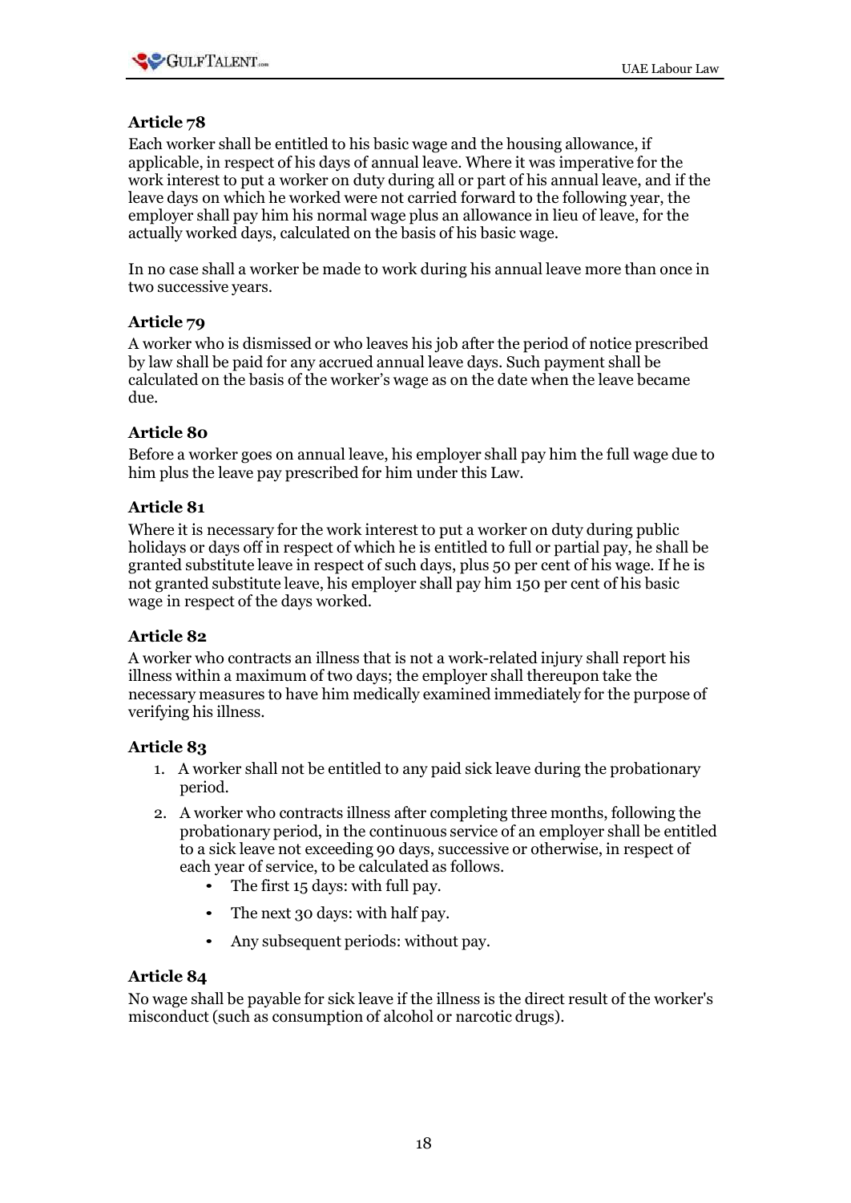### Article 78

Each worker shall be entitled to his basic wage and the housing allowance, if applicable, in respect of his days of annual leave. Where it was imperative for the work interest to put a worker on duty during all or part of his annual leave, and if the leave days on which he worked were not carried forward to the following year, the employer shall pay him his normal wage plus an allowance in lieu of leave, for the actually worked days, calculated on the basis of his basic wage.

In no case shall a worker be made to work during his annual leave more than once in two successive years.

### Article 79

A worker who is dismissed or who leaves his job after the period of notice prescribed by law shall be paid for any accrued annual leave days. Such payment shall be calculated on the basis of the worker's wage as on the date when the leave became due.

### Article 80

Before a worker goes on annual leave, his employer shall pay him the full wage due to him plus the leave pay prescribed for him under this Law.

### Article 81

Where it is necessary for the work interest to put a worker on duty during public holidays or days off in respect of which he is entitled to full or partial pay, he shall be granted substitute leave in respect of such days, plus 50 per cent of his wage. If he is not granted substitute leave, his employer shall pay him 150 per cent of his basic wage in respect of the days worked.

### Article 82

A worker who contracts an illness that is not a work-related injury shall report his illness within a maximum of two days; the employer shall thereupon take the necessary measures to have him medically examined immediately for the purpose of verifying his illness.

### Article 83

1. A worker shall not be entitled to any paid sick leave during the probationary period.
2. A worker who contracts illness after completing three months, following the probationary period, in the continuous service of an employer shall be entitled to a sick leave not exceeding 90 days, successive or otherwise, in respect of each year of service, to be calculated as follows.
   - The first 15 days: with full pay.
   - The next 30 days: with half pay.
   - Any subsequent periods: without pay.

### Article 84

No wage shall be payable for sick leave if the illness is the direct result of the worker's misconduct (such as consumption of alcohol or narcotic drugs).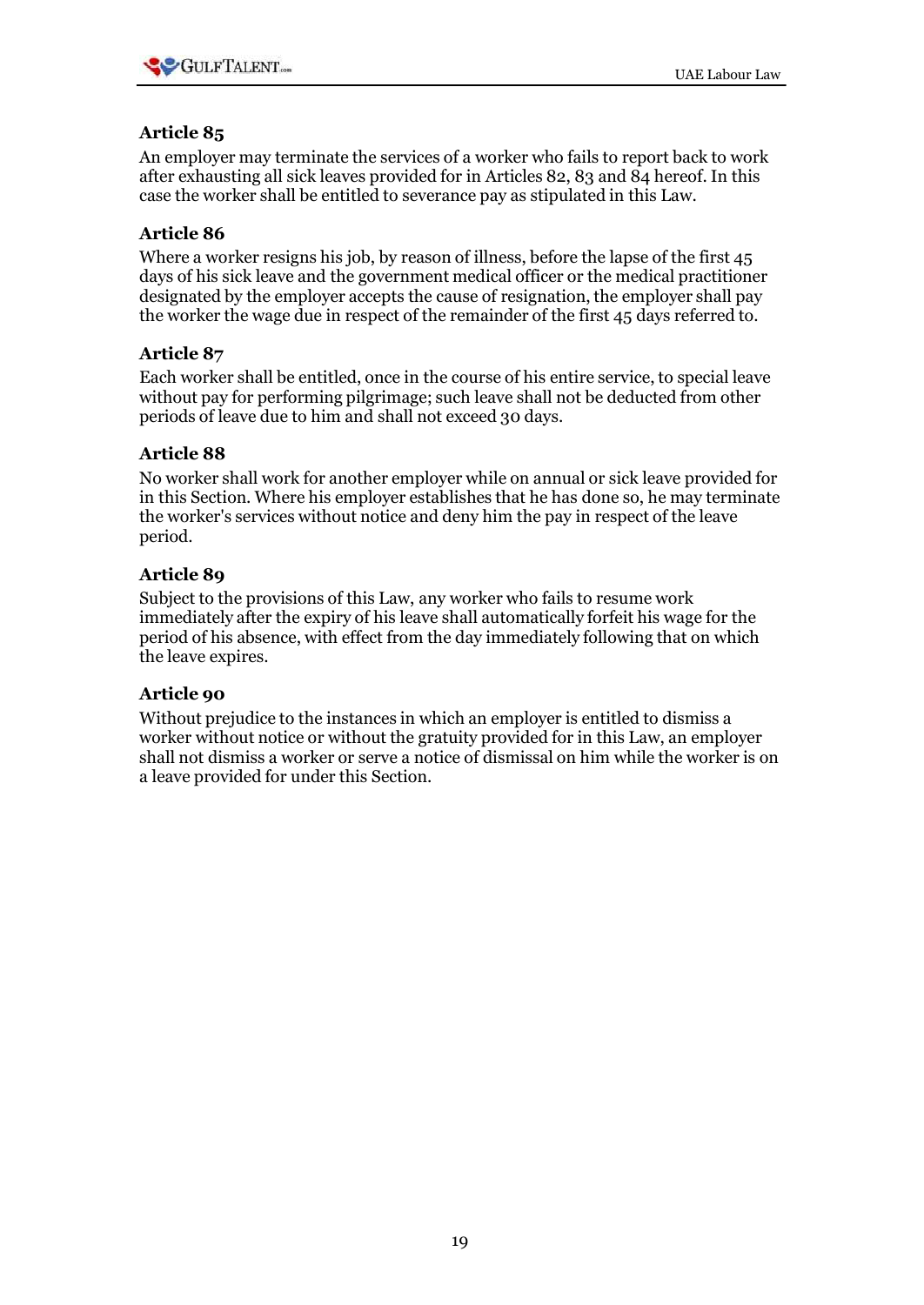### Article 85

An employer may terminate the services of a worker who fails to report back to work after exhausting all sick leaves provided for in Articles 82, 83 and 84 hereof. In this case the worker shall be entitled to severance pay as stipulated in this Law.

### Article 86

Where a worker resigns his job, by reason of illness, before the lapse of the first 45 days of his sick leave and the government medical officer or the medical practitioner designated by the employer accepts the cause of resignation, the employer shall pay the worker the wage due in respect of the remainder of the first 45 days referred to.

### Article 87

Each worker shall be entitled, once in the course of his entire service, to special leave without pay for performing pilgrimage; such leave shall not be deducted from other periods of leave due to him and shall not exceed 30 days.

### Article 88

No worker shall work for another employer while on annual or sick leave provided for in this Section. Where his employer establishes that he has done so, he may terminate the worker's services without notice and deny him the pay in respect of the leave period.

### Article 89

Subject to the provisions of this Law, any worker who fails to resume work immediately after the expiry of his leave shall automatically forfeit his wage for the period of his absence, with effect from the day immediately following that on which the leave expires.

### Article 90

Without prejudice to the instances in which an employer is entitled to dismiss a worker without notice or without the gratuity provided for in this Law, an employer shall not dismiss a worker or serve a notice of dismissal on him while the worker is on a leave provided for under this Section.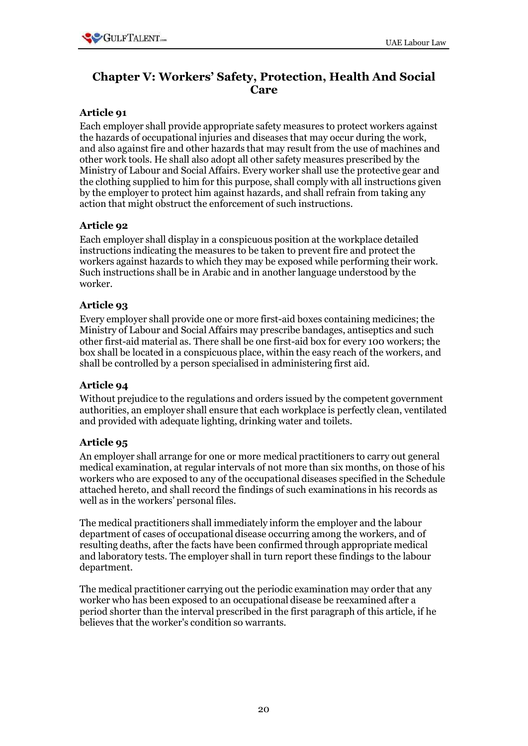## Chapter V: Workers' Safety, Protection, Health And Social Care

### Article 91

Each employer shall provide appropriate safety measures to protect workers against the hazards of occupational injuries and diseases that may occur during the work, and also against fire and other hazards that may result from the use of machines and other work tools. He shall also adopt all other safety measures prescribed by the Ministry of Labour and Social Affairs. Every worker shall use the protective gear and the clothing supplied to him for this purpose, shall comply with all instructions given by the employer to protect him against hazards, and shall refrain from taking any action that might obstruct the enforcement of such instructions.

### Article 92

Each employer shall display in a conspicuous position at the workplace detailed instructions indicating the measures to be taken to prevent fire and protect the workers against hazards to which they may be exposed while performing their work. Such instructions shall be in Arabic and in another language understood by the worker.

### Article 93

Every employer shall provide one or more first-aid boxes containing medicines; the Ministry of Labour and Social Affairs may prescribe bandages, antiseptics and such other first-aid material as. There shall be one first-aid box for every 100 workers; the box shall be located in a conspicuous place, within the easy reach of the workers, and shall be controlled by a person specialised in administering first aid.

### Article 94

Without prejudice to the regulations and orders issued by the competent government authorities, an employer shall ensure that each workplace is perfectly clean, ventilated and provided with adequate lighting, drinking water and toilets.

### Article 95

An employer shall arrange for one or more medical practitioners to carry out general medical examination, at regular intervals of not more than six months, on those of his workers who are exposed to any of the occupational diseases specified in the Schedule attached hereto, and shall record the findings of such examinations in his records as well as in the workers' personal files.

The medical practitioners shall immediately inform the employer and the labour department of cases of occupational disease occurring among the workers, and of resulting deaths, after the facts have been confirmed through appropriate medical and laboratory tests. The employer shall in turn report these findings to the labour department.

The medical practitioner carrying out the periodic examination may order that any worker who has been exposed to an occupational disease be reexamined after a period shorter than the interval prescribed in the first paragraph of this article, if he believes that the worker's condition so warrants.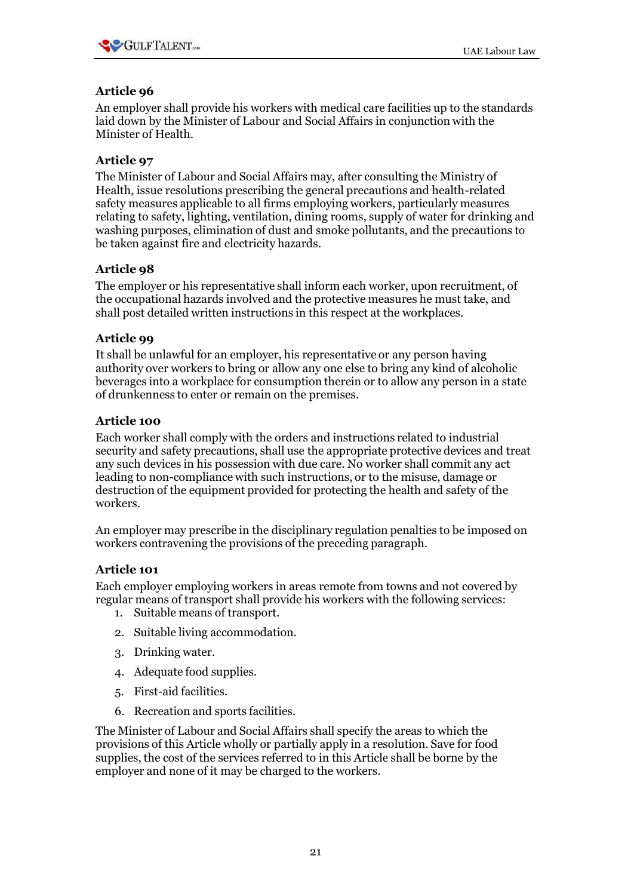### Article 96

An employer shall provide his workers with medical care facilities up to the standards laid down by the Minister of Labour and Social Affairs in conjunction with the Minister of Health.

### Article 97

The Minister of Labour and Social Affairs may, after consulting the Ministry of Health, issue resolutions prescribing the general precautions and health-related safety measures applicable to all firms employing workers, particularly measures relating to safety, lighting, ventilation, dining rooms, supply of water for drinking and washing purposes, elimination of dust and smoke pollutants, and the precautions to be taken against fire and electricity hazards.

### Article 98

The employer or his representative shall inform each worker, upon recruitment, of the occupational hazards involved and the protective measures he must take, and shall post detailed written instructions in this respect at the workplaces.

### Article 99

It shall be unlawful for an employer, his representative or any person having authority over workers to bring or allow any one else to bring any kind of alcoholic beverages into a workplace for consumption therein or to allow any person in a state of drunkenness to enter or remain on the premises.

### Article 100

Each worker shall comply with the orders and instructions related to industrial security and safety precautions, shall use the appropriate protective devices and treat any such devices in his possession with due care. No worker shall commit any act leading to non-compliance with such instructions, or to the misuse, damage or destruction of the equipment provided for protecting the health and safety of the workers.

An employer may prescribe in the disciplinary regulation penalties to be imposed on workers contravening the provisions of the preceding paragraph.

### Article 101

Each employer employing workers in areas remote from towns and not covered by regular means of transport shall provide his workers with the following services:

1. Suitable means of transport.
2. Suitable living accommodation.
3. Drinking water.
4. Adequate food supplies.
5. First-aid facilities.
6. Recreation and sports facilities.

The Minister of Labour and Social Affairs shall specify the areas to which the provisions of this Article wholly or partially apply in a resolution. Save for food supplies, the cost of the services referred to in this Article shall be borne by the employer and none of it may be charged to the workers.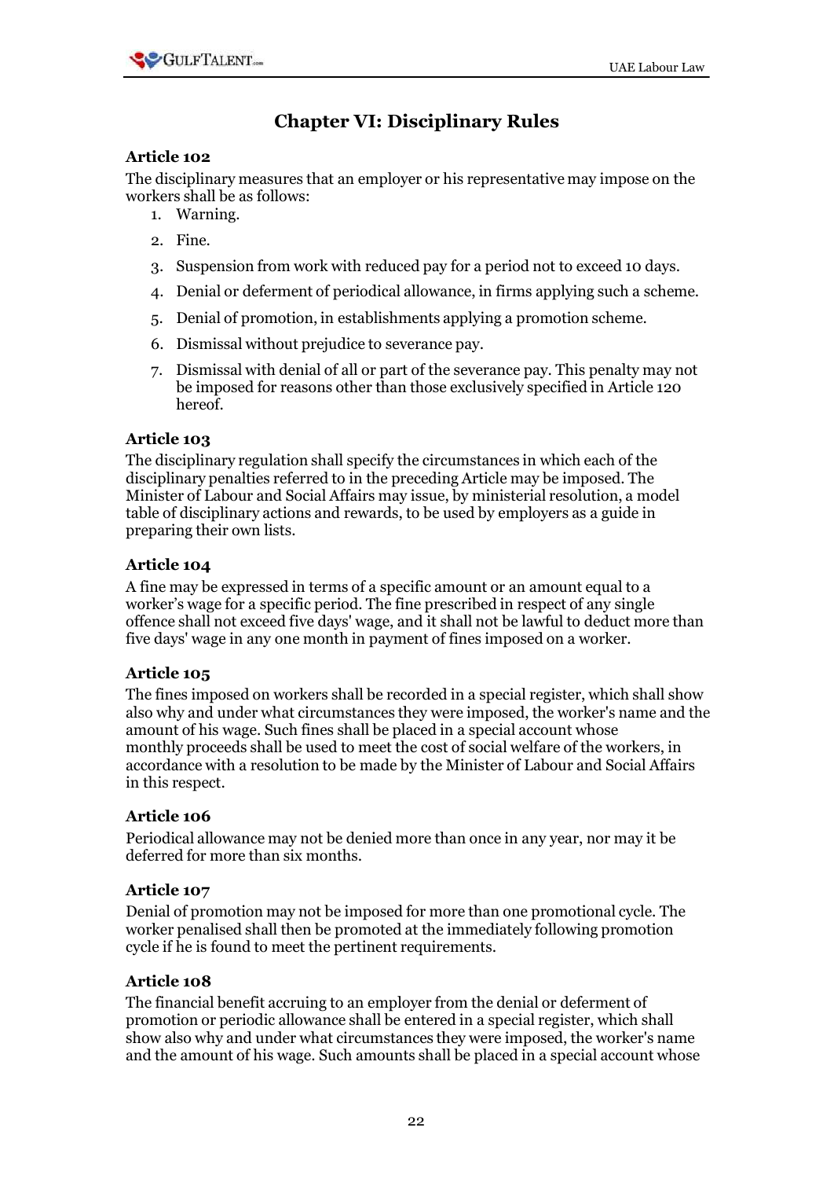## Chapter VI: Disciplinary Rules

### Article 102

The disciplinary measures that an employer or his representative may impose on the workers shall be as follows:

1. Warning.
2. Fine.
3. Suspension from work with reduced pay for a period not to exceed 10 days.
4. Denial or deferment of periodical allowance, in firms applying such a scheme.
5. Denial of promotion, in establishments applying a promotion scheme.
6. Dismissal without prejudice to severance pay.
7. Dismissal with denial of all or part of the severance pay. This penalty may not be imposed for reasons other than those exclusively specified in Article 120 hereof.

### Article 103

The disciplinary regulation shall specify the circumstances in which each of the disciplinary penalties referred to in the preceding Article may be imposed. The Minister of Labour and Social Affairs may issue, by ministerial resolution, a model table of disciplinary actions and rewards, to be used by employers as a guide in preparing their own lists.

### Article 104

A fine may be expressed in terms of a specific amount or an amount equal to a worker's wage for a specific period. The fine prescribed in respect of any single offence shall not exceed five days' wage, and it shall not be lawful to deduct more than five days' wage in any one month in payment of fines imposed on a worker.

### Article 105

The fines imposed on workers shall be recorded in a special register, which shall show also why and under what circumstances they were imposed, the worker's name and the amount of his wage. Such fines shall be placed in a special account whose monthly proceeds shall be used to meet the cost of social welfare of the workers, in accordance with a resolution to be made by the Minister of Labour and Social Affairs in this respect.

### Article 106

Periodical allowance may not be denied more than once in any year, nor may it be deferred for more than six months.

### Article 107

Denial of promotion may not be imposed for more than one promotional cycle. The worker penalised shall then be promoted at the immediately following promotion cycle if he is found to meet the pertinent requirements.

### Article 108

The financial benefit accruing to an employer from the denial or deferment of promotion or periodic allowance shall be entered in a special register, which shall show also why and under what circumstances they were imposed, the worker's name and the amount of his wage. Such amounts shall be placed in a special account whose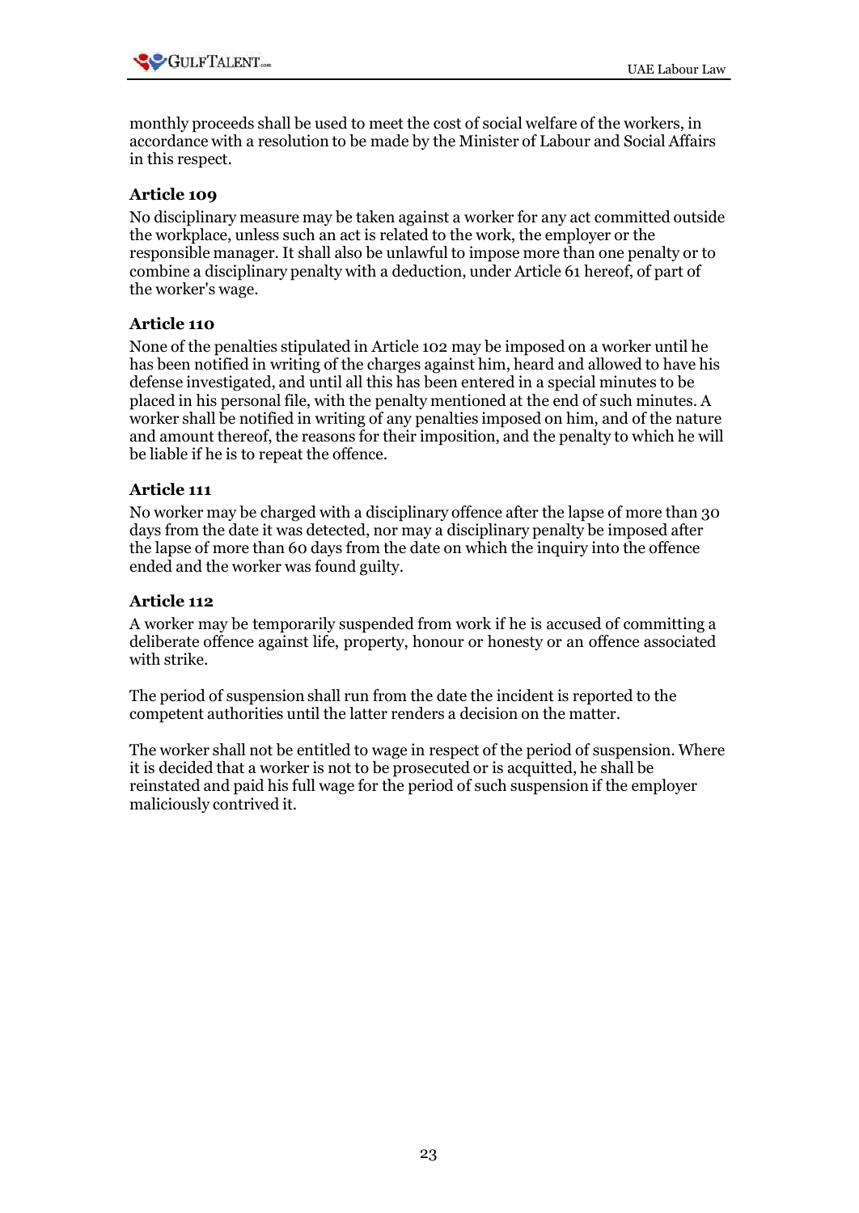monthly proceeds shall be used to meet the cost of social welfare of the workers, in accordance with a resolution to be made by the Minister of Labour and Social Affairs in this respect.

### Article 109

No disciplinary measure may be taken against a worker for any act committed outside the workplace, unless such an act is related to the work, the employer or the responsible manager. It shall also be unlawful to impose more than one penalty or to combine a disciplinary penalty with a deduction, under Article 61 hereof, of part of the worker's wage.

### Article 110

None of the penalties stipulated in Article 102 may be imposed on a worker until he has been notified in writing of the charges against him, heard and allowed to have his defense investigated, and until all this has been entered in a special minutes to be placed in his personal file, with the penalty mentioned at the end of such minutes. A worker shall be notified in writing of any penalties imposed on him, and of the nature and amount thereof, the reasons for their imposition, and the penalty to which he will be liable if he is to repeat the offence.

### Article 111

No worker may be charged with a disciplinary offence after the lapse of more than 30 days from the date it was detected, nor may a disciplinary penalty be imposed after the lapse of more than 60 days from the date on which the inquiry into the offence ended and the worker was found guilty.

### Article 112

A worker may be temporarily suspended from work if he is accused of committing a deliberate offence against life, property, honour or honesty or an offence associated with strike.

The period of suspension shall run from the date the incident is reported to the competent authorities until the latter renders a decision on the matter.

The worker shall not be entitled to wage in respect of the period of suspension. Where it is decided that a worker is not to be prosecuted or is acquitted, he shall be reinstated and paid his full wage for the period of such suspension if the employer maliciously contrived it.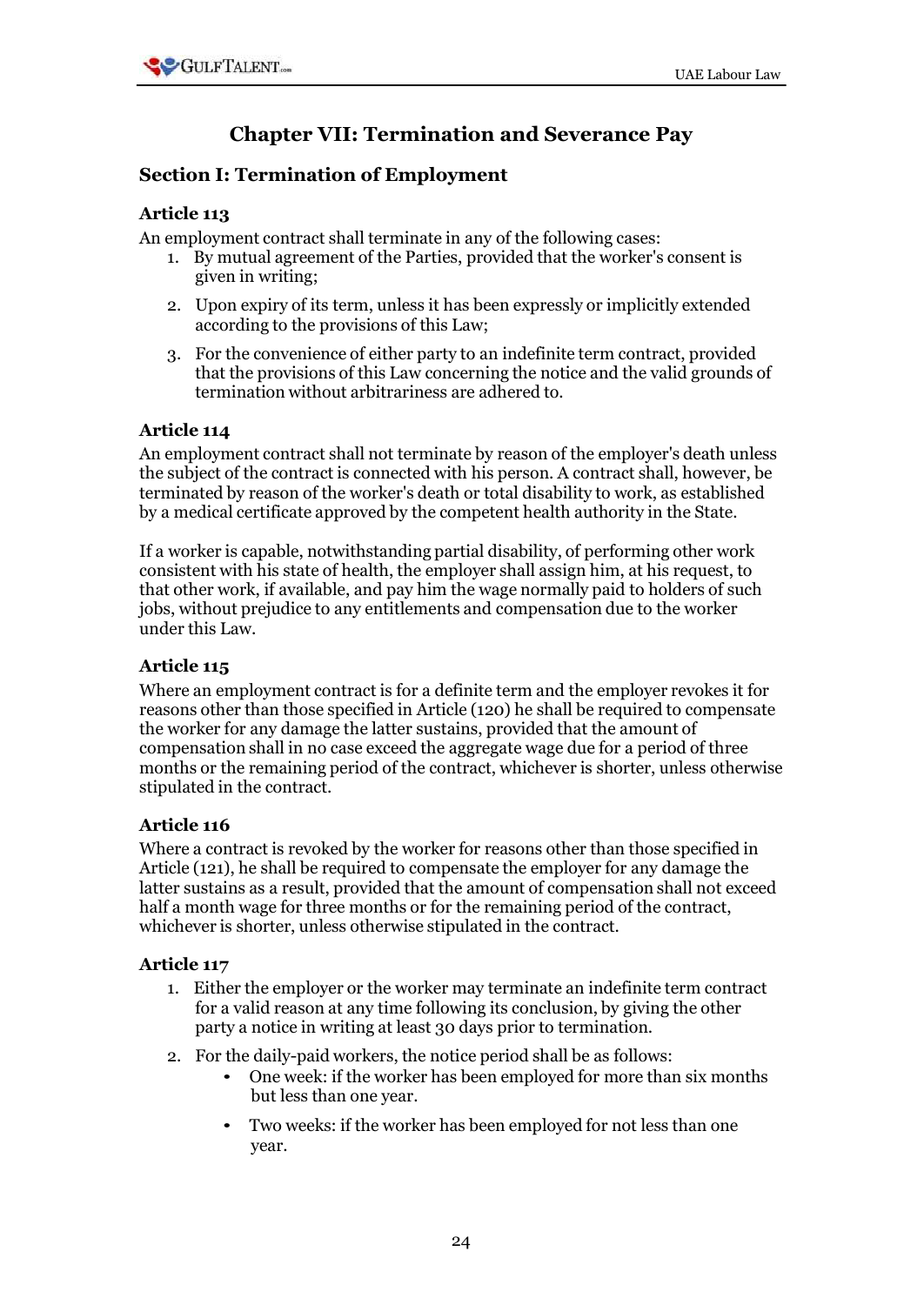# Chapter VII: Termination and Severance Pay

## Section I: Termination of Employment

### Article 113

An employment contract shall terminate in any of the following cases:

1. By mutual agreement of the Parties, provided that the worker's consent is given in writing;
2. Upon expiry of its term, unless it has been expressly or implicitly extended according to the provisions of this Law;
3. For the convenience of either party to an indefinite term contract, provided that the provisions of this Law concerning the notice and the valid grounds of termination without arbitrariness are adhered to.

### Article 114

An employment contract shall not terminate by reason of the employer's death unless the subject of the contract is connected with his person. A contract shall, however, be terminated by reason of the worker's death or total disability to work, as established by a medical certificate approved by the competent health authority in the State.

If a worker is capable, notwithstanding partial disability, of performing other work consistent with his state of health, the employer shall assign him, at his request, to that other work, if available, and pay him the wage normally paid to holders of such jobs, without prejudice to any entitlements and compensation due to the worker under this Law.

### Article 115

Where an employment contract is for a definite term and the employer revokes it for reasons other than those specified in Article (120) he shall be required to compensate the worker for any damage the latter sustains, provided that the amount of compensation shall in no case exceed the aggregate wage due for a period of three months or the remaining period of the contract, whichever is shorter, unless otherwise stipulated in the contract.

### Article 116

Where a contract is revoked by the worker for reasons other than those specified in Article (121), he shall be required to compensate the employer for any damage the latter sustains as a result, provided that the amount of compensation shall not exceed half a month wage for three months or for the remaining period of the contract, whichever is shorter, unless otherwise stipulated in the contract.

### Article 117

1. Either the employer or the worker may terminate an indefinite term contract for a valid reason at any time following its conclusion, by giving the other party a notice in writing at least 30 days prior to termination.
2. For the daily-paid workers, the notice period shall be as follows:
   - One week: if the worker has been employed for more than six months but less than one year.
   - Two weeks: if the worker has been employed for not less than one year.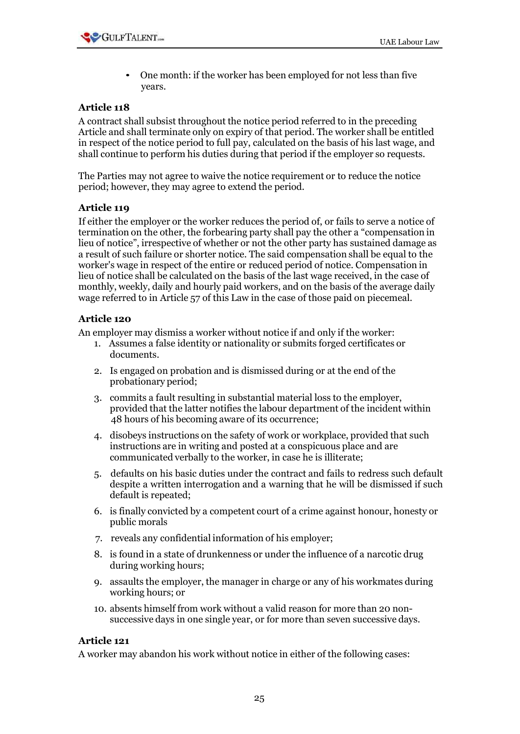- One month: if the worker has been employed for not less than five years.

### Article 118

A contract shall subsist throughout the notice period referred to in the preceding Article and shall terminate only on expiry of that period. The worker shall be entitled in respect of the notice period to full pay, calculated on the basis of his last wage, and shall continue to perform his duties during that period if the employer so requests.

The Parties may not agree to waive the notice requirement or to reduce the notice period; however, they may agree to extend the period.

### Article 119

If either the employer or the worker reduces the period of, or fails to serve a notice of termination on the other, the forbearing party shall pay the other a "compensation in lieu of notice", irrespective of whether or not the other party has sustained damage as a result of such failure or shorter notice. The said compensation shall be equal to the worker's wage in respect of the entire or reduced period of notice. Compensation in lieu of notice shall be calculated on the basis of the last wage received, in the case of monthly, weekly, daily and hourly paid workers, and on the basis of the average daily wage referred to in Article 57 of this Law in the case of those paid on piecemeal.

### Article 120

An employer may dismiss a worker without notice if and only if the worker:

1. Assumes a false identity or nationality or submits forged certificates or documents.
2. Is engaged on probation and is dismissed during or at the end of the probationary period;
3. commits a fault resulting in substantial material loss to the employer, provided that the latter notifies the labour department of the incident within 48 hours of his becoming aware of its occurrence;
4. disobeys instructions on the safety of work or workplace, provided that such instructions are in writing and posted at a conspicuous place and are communicated verbally to the worker, in case he is illiterate;
5. defaults on his basic duties under the contract and fails to redress such default despite a written interrogation and a warning that he will be dismissed if such default is repeated;
6. is finally convicted by a competent court of a crime against honour, honesty or public morals
7. reveals any confidential information of his employer;
8. is found in a state of drunkenness or under the influence of a narcotic drug during working hours;
9. assaults the employer, the manager in charge or any of his workmates during working hours; or
10. absents himself from work without a valid reason for more than 20 non-successive days in one single year, or for more than seven successive days.

### Article 121

A worker may abandon his work without notice in either of the following cases: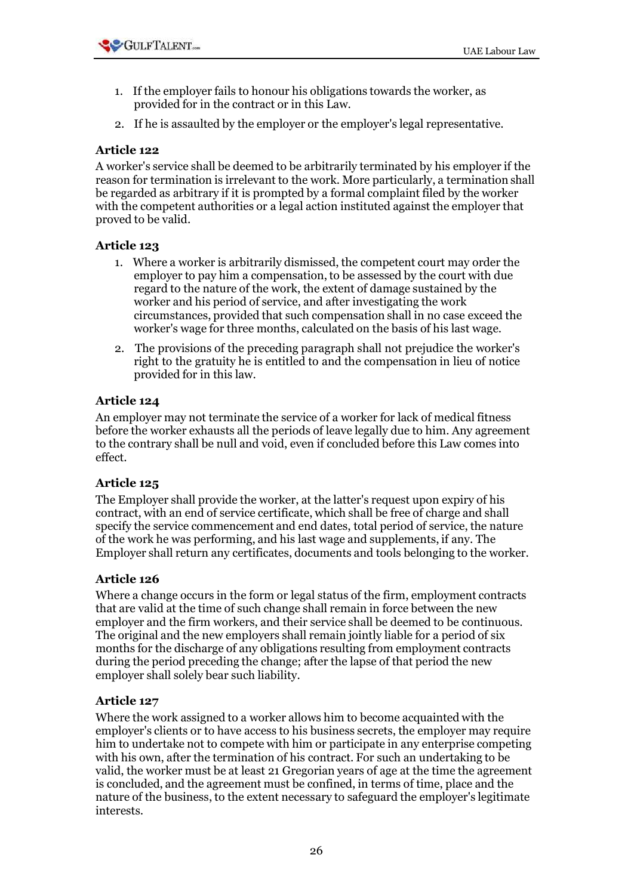1. If the employer fails to honour his obligations towards the worker, as provided for in the contract or in this Law.
2. If he is assaulted by the employer or the employer's legal representative.

### Article 122

A worker's service shall be deemed to be arbitrarily terminated by his employer if the reason for termination is irrelevant to the work. More particularly, a termination shall be regarded as arbitrary if it is prompted by a formal complaint filed by the worker with the competent authorities or a legal action instituted against the employer that proved to be valid.

### Article 123

1. Where a worker is arbitrarily dismissed, the competent court may order the employer to pay him a compensation, to be assessed by the court with due regard to the nature of the work, the extent of damage sustained by the worker and his period of service, and after investigating the work circumstances, provided that such compensation shall in no case exceed the worker's wage for three months, calculated on the basis of his last wage.
2. The provisions of the preceding paragraph shall not prejudice the worker's right to the gratuity he is entitled to and the compensation in lieu of notice provided for in this law.

### Article 124

An employer may not terminate the service of a worker for lack of medical fitness before the worker exhausts all the periods of leave legally due to him. Any agreement to the contrary shall be null and void, even if concluded before this Law comes into effect.

### Article 125

The Employer shall provide the worker, at the latter's request upon expiry of his contract, with an end of service certificate, which shall be free of charge and shall specify the service commencement and end dates, total period of service, the nature of the work he was performing, and his last wage and supplements, if any. The Employer shall return any certificates, documents and tools belonging to the worker.

### Article 126

Where a change occurs in the form or legal status of the firm, employment contracts that are valid at the time of such change shall remain in force between the new employer and the firm workers, and their service shall be deemed to be continuous. The original and the new employers shall remain jointly liable for a period of six months for the discharge of any obligations resulting from employment contracts during the period preceding the change; after the lapse of that period the new employer shall solely bear such liability.

### Article 127

Where the work assigned to a worker allows him to become acquainted with the employer's clients or to have access to his business secrets, the employer may require him to undertake not to compete with him or participate in any enterprise competing with his own, after the termination of his contract. For such an undertaking to be valid, the worker must be at least 21 Gregorian years of age at the time the agreement is concluded, and the agreement must be confined, in terms of time, place and the nature of the business, to the extent necessary to safeguard the employer's legitimate interests.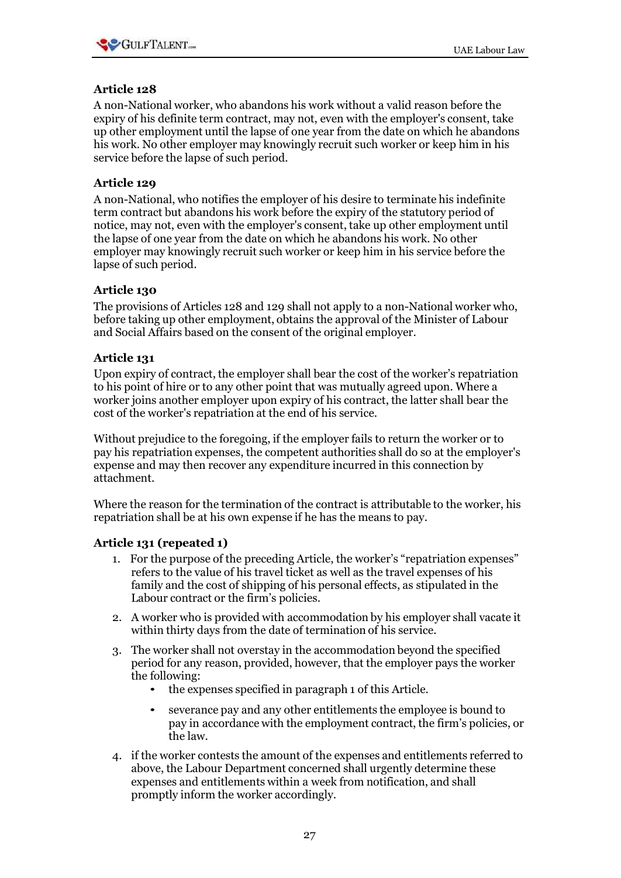### Article 128

A non-National worker, who abandons his work without a valid reason before the expiry of his definite term contract, may not, even with the employer's consent, take up other employment until the lapse of one year from the date on which he abandons his work. No other employer may knowingly recruit such worker or keep him in his service before the lapse of such period.

### Article 129

A non-National, who notifies the employer of his desire to terminate his indefinite term contract but abandons his work before the expiry of the statutory period of notice, may not, even with the employer's consent, take up other employment until the lapse of one year from the date on which he abandons his work. No other employer may knowingly recruit such worker or keep him in his service before the lapse of such period.

### Article 130

The provisions of Articles 128 and 129 shall not apply to a non-National worker who, before taking up other employment, obtains the approval of the Minister of Labour and Social Affairs based on the consent of the original employer.

### Article 131

Upon expiry of contract, the employer shall bear the cost of the worker's repatriation to his point of hire or to any other point that was mutually agreed upon. Where a worker joins another employer upon expiry of his contract, the latter shall bear the cost of the worker's repatriation at the end of his service.

Without prejudice to the foregoing, if the employer fails to return the worker or to pay his repatriation expenses, the competent authorities shall do so at the employer's expense and may then recover any expenditure incurred in this connection by attachment.

Where the reason for the termination of the contract is attributable to the worker, his repatriation shall be at his own expense if he has the means to pay.

### Article 131 (repeated 1)

1. For the purpose of the preceding Article, the worker's "repatriation expenses" refers to the value of his travel ticket as well as the travel expenses of his family and the cost of shipping of his personal effects, as stipulated in the Labour contract or the firm's policies.
2. A worker who is provided with accommodation by his employer shall vacate it within thirty days from the date of termination of his service.
3. The worker shall not overstay in the accommodation beyond the specified period for any reason, provided, however, that the employer pays the worker the following:
    - the expenses specified in paragraph 1 of this Article.
    - severance pay and any other entitlements the employee is bound to pay in accordance with the employment contract, the firm's policies, or the law.
4. if the worker contests the amount of the expenses and entitlements referred to above, the Labour Department concerned shall urgently determine these expenses and entitlements within a week from notification, and shall promptly inform the worker accordingly.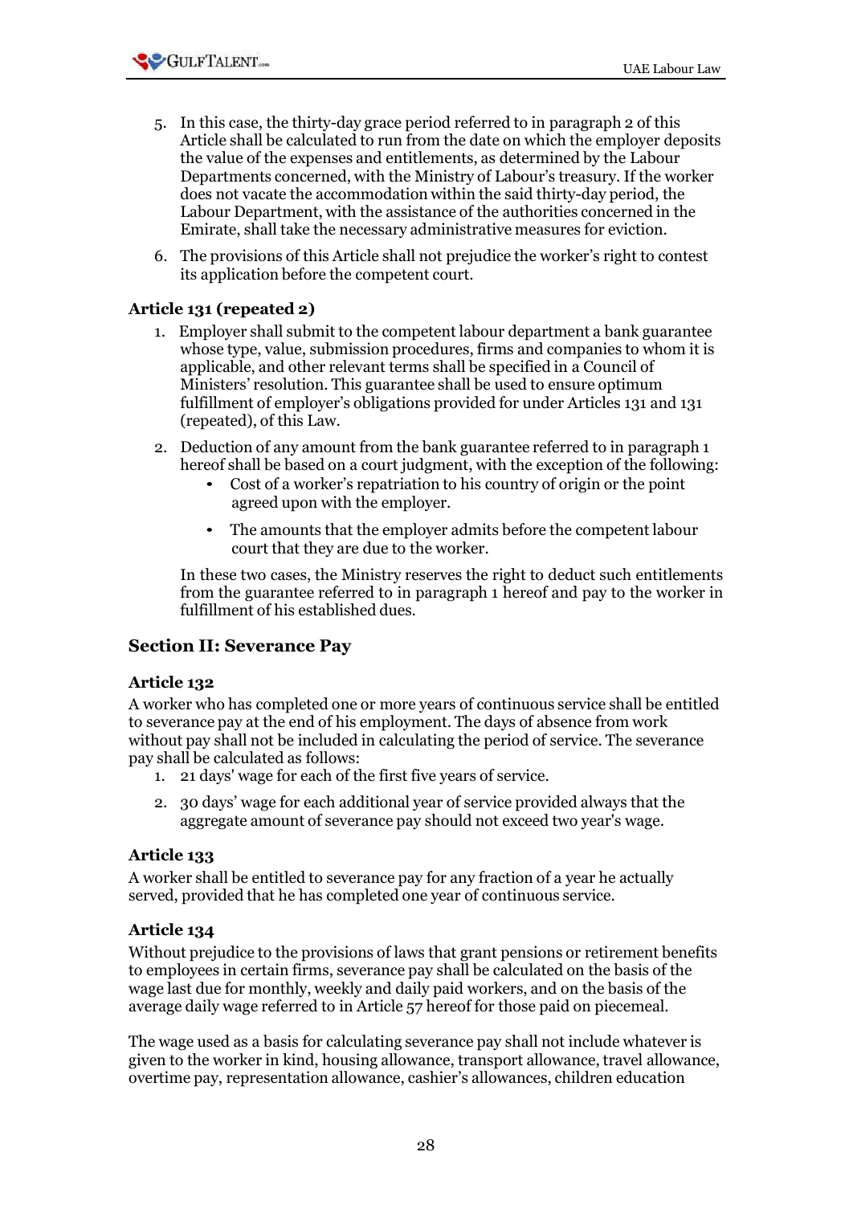5. In this case, the thirty-day grace period referred to in paragraph 2 of this Article shall be calculated to run from the date on which the employer deposits the value of the expenses and entitlements, as determined by the Labour Departments concerned, with the Ministry of Labour's treasury. If the worker does not vacate the accommodation within the said thirty-day period, the Labour Department, with the assistance of the authorities concerned in the Emirate, shall take the necessary administrative measures for eviction.
6. The provisions of this Article shall not prejudice the worker's right to contest its application before the competent court.

### Article 131 (repeated 2)

1. Employer shall submit to the competent labour department a bank guarantee whose type, value, submission procedures, firms and companies to whom it is applicable, and other relevant terms shall be specified in a Council of Ministers' resolution. This guarantee shall be used to ensure optimum fulfillment of employer's obligations provided for under Articles 131 and 131 (repeated), of this Law.
2. Deduction of any amount from the bank guarantee referred to in paragraph 1 hereof shall be based on a court judgment, with the exception of the following:
   - Cost of a worker's repatriation to his country of origin or the point agreed upon with the employer.
   - The amounts that the employer admits before the competent labour court that they are due to the worker.

   In these two cases, the Ministry reserves the right to deduct such entitlements from the guarantee referred to in paragraph 1 hereof and pay to the worker in fulfillment of his established dues.

## Section II: Severance Pay

### Article 132

A worker who has completed one or more years of continuous service shall be entitled to severance pay at the end of his employment. The days of absence from work without pay shall not be included in calculating the period of service. The severance pay shall be calculated as follows:

1. 21 days' wage for each of the first five years of service.
2. 30 days' wage for each additional year of service provided always that the aggregate amount of severance pay should not exceed two year's wage.

### Article 133

A worker shall be entitled to severance pay for any fraction of a year he actually served, provided that he has completed one year of continuous service.

### Article 134

Without prejudice to the provisions of laws that grant pensions or retirement benefits to employees in certain firms, severance pay shall be calculated on the basis of the wage last due for monthly, weekly and daily paid workers, and on the basis of the average daily wage referred to in Article 57 hereof for those paid on piecemeal.

The wage used as a basis for calculating severance pay shall not include whatever is given to the worker in kind, housing allowance, transport allowance, travel allowance, overtime pay, representation allowance, cashier's allowances, children education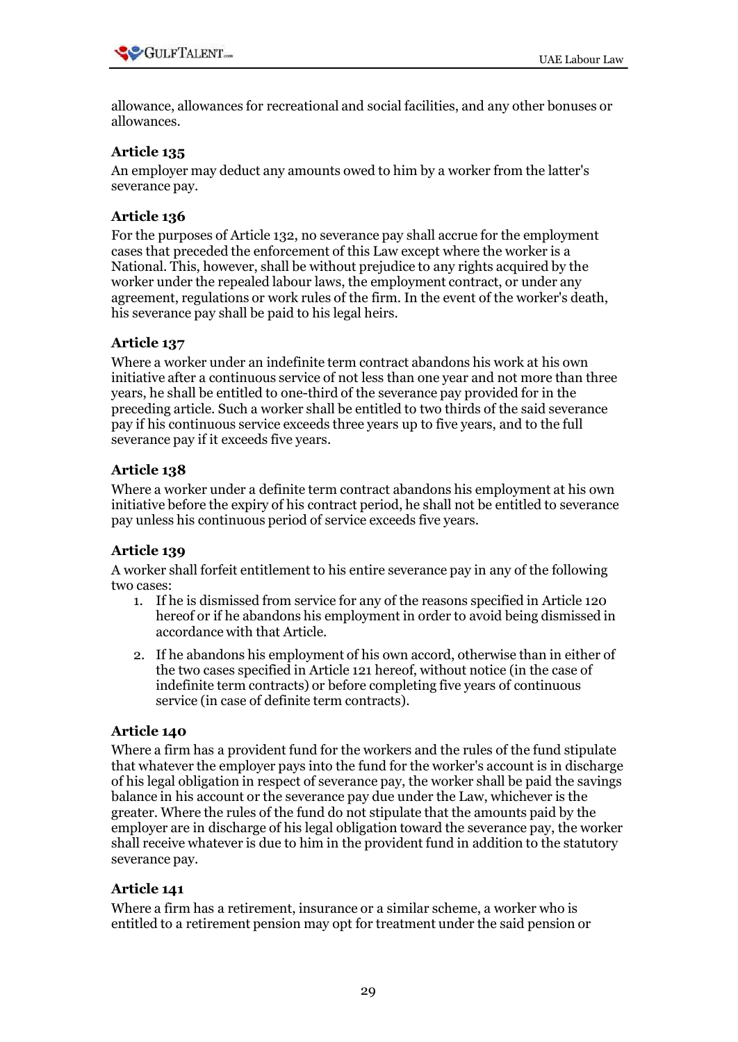allowance, allowances for recreational and social facilities, and any other bonuses or allowances.

### Article 135

An employer may deduct any amounts owed to him by a worker from the latter's severance pay.

### Article 136

For the purposes of Article 132, no severance pay shall accrue for the employment cases that preceded the enforcement of this Law except where the worker is a National. This, however, shall be without prejudice to any rights acquired by the worker under the repealed labour laws, the employment contract, or under any agreement, regulations or work rules of the firm. In the event of the worker's death, his severance pay shall be paid to his legal heirs.

### Article 137

Where a worker under an indefinite term contract abandons his work at his own initiative after a continuous service of not less than one year and not more than three years, he shall be entitled to one-third of the severance pay provided for in the preceding article. Such a worker shall be entitled to two thirds of the said severance pay if his continuous service exceeds three years up to five years, and to the full severance pay if it exceeds five years.

### Article 138

Where a worker under a definite term contract abandons his employment at his own initiative before the expiry of his contract period, he shall not be entitled to severance pay unless his continuous period of service exceeds five years.

### Article 139

A worker shall forfeit entitlement to his entire severance pay in any of the following two cases:

1. If he is dismissed from service for any of the reasons specified in Article 120 hereof or if he abandons his employment in order to avoid being dismissed in accordance with that Article.
2. If he abandons his employment of his own accord, otherwise than in either of the two cases specified in Article 121 hereof, without notice (in the case of indefinite term contracts) or before completing five years of continuous service (in case of definite term contracts).

### Article 140

Where a firm has a provident fund for the workers and the rules of the fund stipulate that whatever the employer pays into the fund for the worker's account is in discharge of his legal obligation in respect of severance pay, the worker shall be paid the savings balance in his account or the severance pay due under the Law, whichever is the greater. Where the rules of the fund do not stipulate that the amounts paid by the employer are in discharge of his legal obligation toward the severance pay, the worker shall receive whatever is due to him in the provident fund in addition to the statutory severance pay.

### Article 141

Where a firm has a retirement, insurance or a similar scheme, a worker who is entitled to a retirement pension may opt for treatment under the said pension or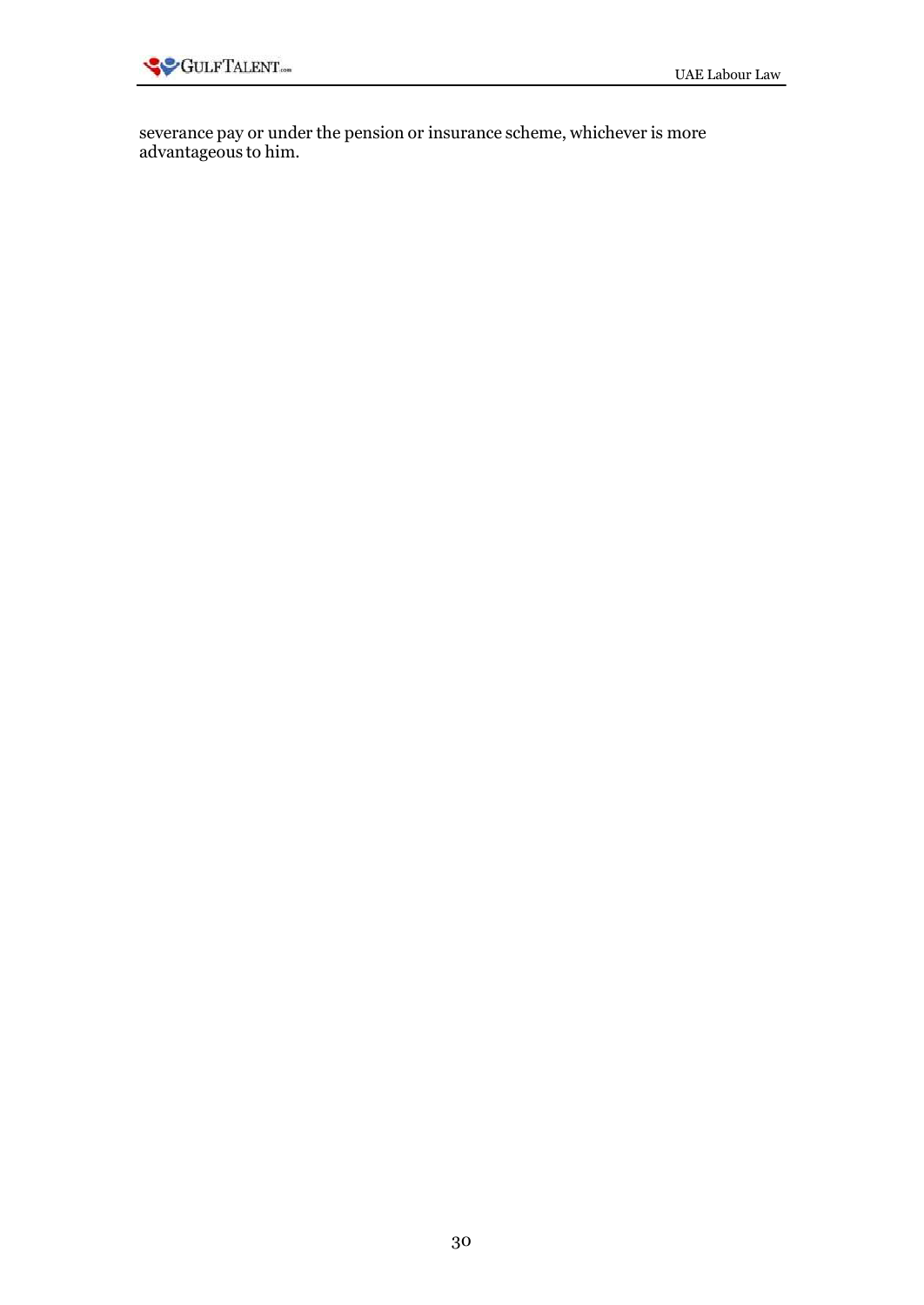severance pay or under the pension or insurance scheme, whichever is more advantageous to him.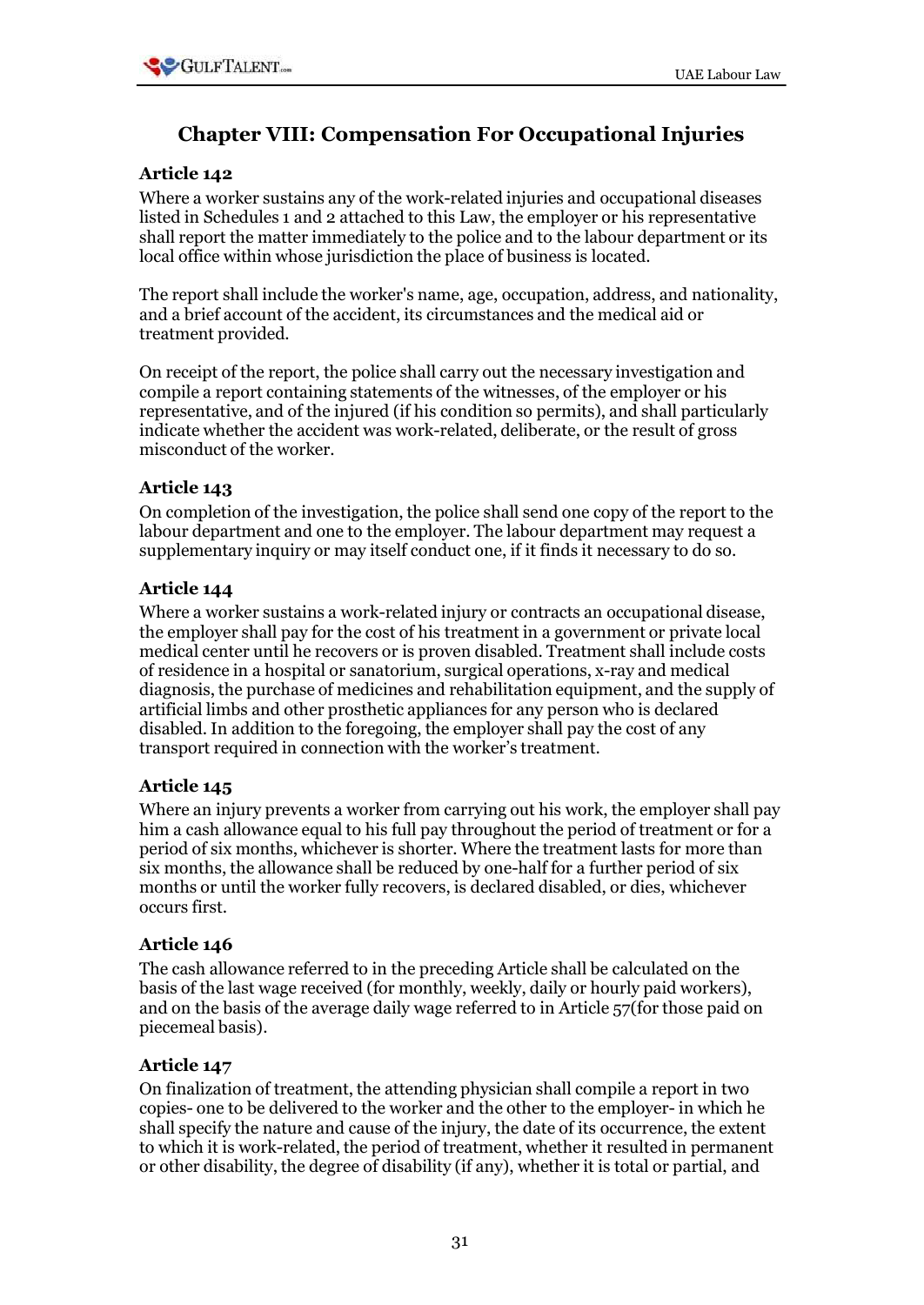## Chapter VIII: Compensation For Occupational Injuries

### Article 142

Where a worker sustains any of the work-related injuries and occupational diseases listed in Schedules 1 and 2 attached to this Law, the employer or his representative shall report the matter immediately to the police and to the labour department or its local office within whose jurisdiction the place of business is located.

The report shall include the worker's name, age, occupation, address, and nationality, and a brief account of the accident, its circumstances and the medical aid or treatment provided.

On receipt of the report, the police shall carry out the necessary investigation and compile a report containing statements of the witnesses, of the employer or his representative, and of the injured (if his condition so permits), and shall particularly indicate whether the accident was work-related, deliberate, or the result of gross misconduct of the worker.

### Article 143

On completion of the investigation, the police shall send one copy of the report to the labour department and one to the employer. The labour department may request a supplementary inquiry or may itself conduct one, if it finds it necessary to do so.

### Article 144

Where a worker sustains a work-related injury or contracts an occupational disease, the employer shall pay for the cost of his treatment in a government or private local medical center until he recovers or is proven disabled. Treatment shall include costs of residence in a hospital or sanatorium, surgical operations, x-ray and medical diagnosis, the purchase of medicines and rehabilitation equipment, and the supply of artificial limbs and other prosthetic appliances for any person who is declared disabled. In addition to the foregoing, the employer shall pay the cost of any transport required in connection with the worker's treatment.

### Article 145

Where an injury prevents a worker from carrying out his work, the employer shall pay him a cash allowance equal to his full pay throughout the period of treatment or for a period of six months, whichever is shorter. Where the treatment lasts for more than six months, the allowance shall be reduced by one-half for a further period of six months or until the worker fully recovers, is declared disabled, or dies, whichever occurs first.

### Article 146

The cash allowance referred to in the preceding Article shall be calculated on the basis of the last wage received (for monthly, weekly, daily or hourly paid workers), and on the basis of the average daily wage referred to in Article 57(for those paid on piecemeal basis).

### Article 147

On finalization of treatment, the attending physician shall compile a report in two copies- one to be delivered to the worker and the other to the employer- in which he shall specify the nature and cause of the injury, the date of its occurrence, the extent to which it is work-related, the period of treatment, whether it resulted in permanent or other disability, the degree of disability (if any), whether it is total or partial, and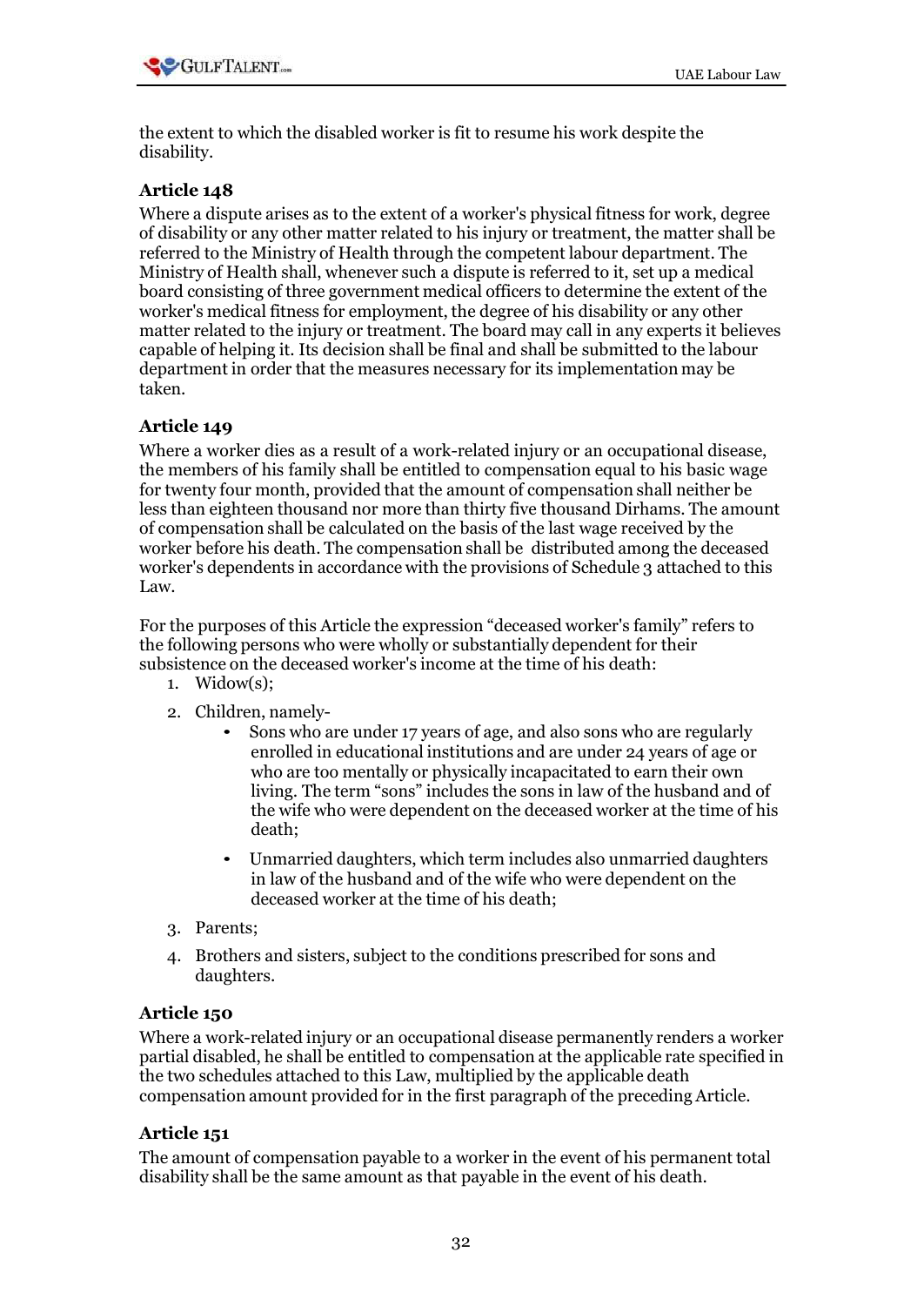the extent to which the disabled worker is fit to resume his work despite the disability.

### Article 148

Where a dispute arises as to the extent of a worker's physical fitness for work, degree of disability or any other matter related to his injury or treatment, the matter shall be referred to the Ministry of Health through the competent labour department. The Ministry of Health shall, whenever such a dispute is referred to it, set up a medical board consisting of three government medical officers to determine the extent of the worker's medical fitness for employment, the degree of his disability or any other matter related to the injury or treatment. The board may call in any experts it believes capable of helping it. Its decision shall be final and shall be submitted to the labour department in order that the measures necessary for its implementation may be taken.

### Article 149

Where a worker dies as a result of a work-related injury or an occupational disease, the members of his family shall be entitled to compensation equal to his basic wage for twenty four month, provided that the amount of compensation shall neither be less than eighteen thousand nor more than thirty five thousand Dirhams. The amount of compensation shall be calculated on the basis of the last wage received by the worker before his death. The compensation shall be distributed among the deceased worker's dependents in accordance with the provisions of Schedule 3 attached to this Law.

For the purposes of this Article the expression "deceased worker's family" refers to the following persons who were wholly or substantially dependent for their subsistence on the deceased worker's income at the time of his death:

1. Widow(s);
2. Children, namely-
   - Sons who are under 17 years of age, and also sons who are regularly enrolled in educational institutions and are under 24 years of age or who are too mentally or physically incapacitated to earn their own living. The term "sons" includes the sons in law of the husband and of the wife who were dependent on the deceased worker at the time of his death;
   - Unmarried daughters, which term includes also unmarried daughters in law of the husband and of the wife who were dependent on the deceased worker at the time of his death;
3. Parents;
4. Brothers and sisters, subject to the conditions prescribed for sons and daughters.

### Article 150

Where a work-related injury or an occupational disease permanently renders a worker partial disabled, he shall be entitled to compensation at the applicable rate specified in the two schedules attached to this Law, multiplied by the applicable death compensation amount provided for in the first paragraph of the preceding Article.

### Article 151

The amount of compensation payable to a worker in the event of his permanent total disability shall be the same amount as that payable in the event of his death.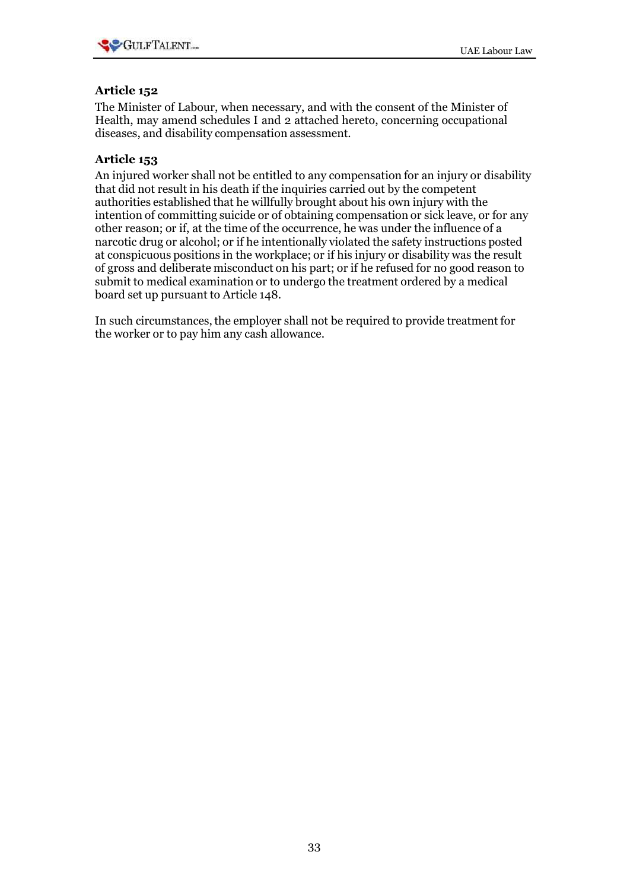### Article 152

The Minister of Labour, when necessary, and with the consent of the Minister of Health, may amend schedules I and 2 attached hereto, concerning occupational diseases, and disability compensation assessment.

### Article 153

An injured worker shall not be entitled to any compensation for an injury or disability that did not result in his death if the inquiries carried out by the competent authorities established that he willfully brought about his own injury with the intention of committing suicide or of obtaining compensation or sick leave, or for any other reason; or if, at the time of the occurrence, he was under the influence of a narcotic drug or alcohol; or if he intentionally violated the safety instructions posted at conspicuous positions in the workplace; or if his injury or disability was the result of gross and deliberate misconduct on his part; or if he refused for no good reason to submit to medical examination or to undergo the treatment ordered by a medical board set up pursuant to Article 148.

In such circumstances, the employer shall not be required to provide treatment for the worker or to pay him any cash allowance.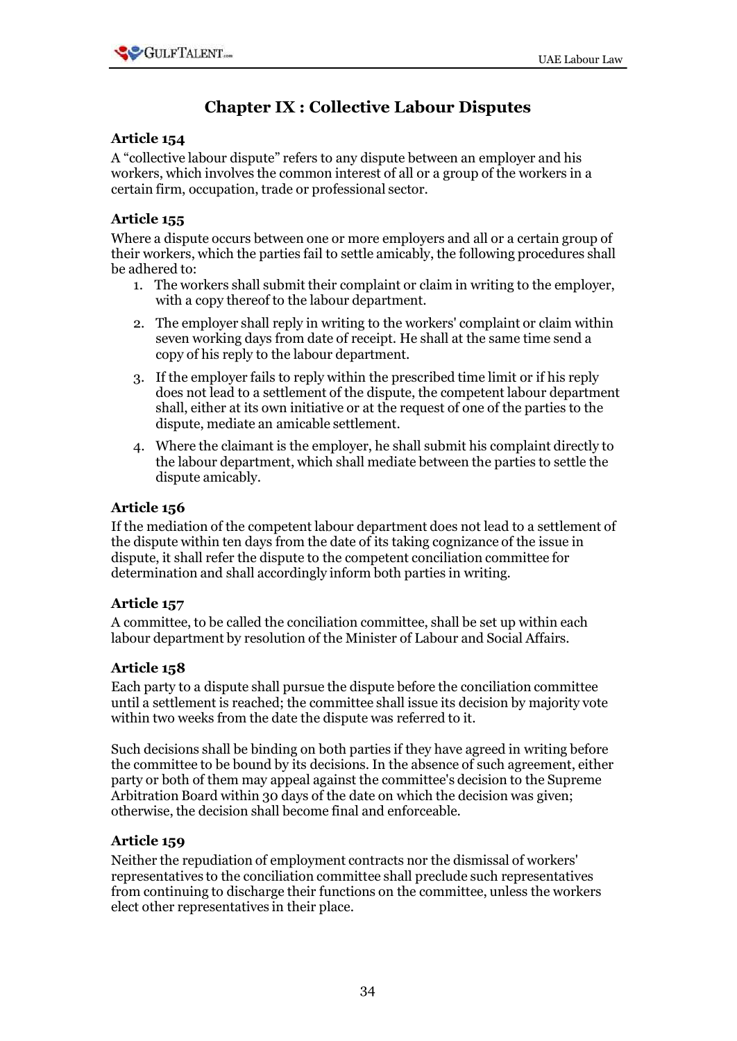# Chapter IX : Collective Labour Disputes

### Article 154

A "collective labour dispute" refers to any dispute between an employer and his workers, which involves the common interest of all or a group of the workers in a certain firm, occupation, trade or professional sector.

### Article 155

Where a dispute occurs between one or more employers and all or a certain group of their workers, which the parties fail to settle amicably, the following procedures shall be adhered to:

1. The workers shall submit their complaint or claim in writing to the employer, with a copy thereof to the labour department.
2. The employer shall reply in writing to the workers' complaint or claim within seven working days from date of receipt. He shall at the same time send a copy of his reply to the labour department.
3. If the employer fails to reply within the prescribed time limit or if his reply does not lead to a settlement of the dispute, the competent labour department shall, either at its own initiative or at the request of one of the parties to the dispute, mediate an amicable settlement.
4. Where the claimant is the employer, he shall submit his complaint directly to the labour department, which shall mediate between the parties to settle the dispute amicably.

### Article 156

If the mediation of the competent labour department does not lead to a settlement of the dispute within ten days from the date of its taking cognizance of the issue in dispute, it shall refer the dispute to the competent conciliation committee for determination and shall accordingly inform both parties in writing.

### Article 157

A committee, to be called the conciliation committee, shall be set up within each labour department by resolution of the Minister of Labour and Social Affairs.

### Article 158

Each party to a dispute shall pursue the dispute before the conciliation committee until a settlement is reached; the committee shall issue its decision by majority vote within two weeks from the date the dispute was referred to it.

Such decisions shall be binding on both parties if they have agreed in writing before the committee to be bound by its decisions. In the absence of such agreement, either party or both of them may appeal against the committee's decision to the Supreme Arbitration Board within 30 days of the date on which the decision was given; otherwise, the decision shall become final and enforceable.

### Article 159

Neither the repudiation of employment contracts nor the dismissal of workers' representatives to the conciliation committee shall preclude such representatives from continuing to discharge their functions on the committee, unless the workers elect other representatives in their place.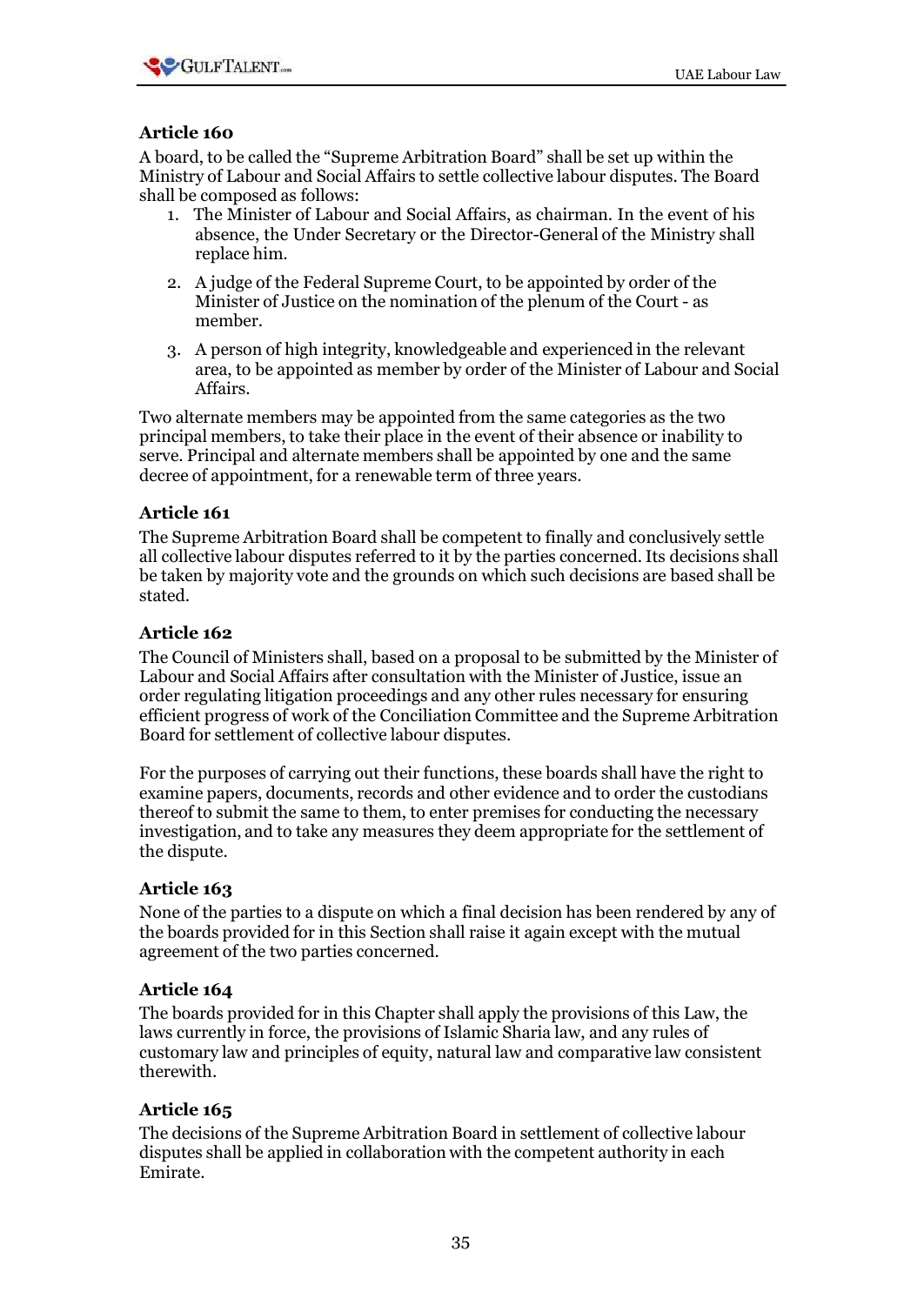### Article 160

A board, to be called the "Supreme Arbitration Board" shall be set up within the Ministry of Labour and Social Affairs to settle collective labour disputes. The Board shall be composed as follows:

1. The Minister of Labour and Social Affairs, as chairman. In the event of his absence, the Under Secretary or the Director-General of the Ministry shall replace him.
2. A judge of the Federal Supreme Court, to be appointed by order of the Minister of Justice on the nomination of the plenum of the Court - as member.
3. A person of high integrity, knowledgeable and experienced in the relevant area, to be appointed as member by order of the Minister of Labour and Social Affairs.

Two alternate members may be appointed from the same categories as the two principal members, to take their place in the event of their absence or inability to serve. Principal and alternate members shall be appointed by one and the same decree of appointment, for a renewable term of three years.

### Article 161

The Supreme Arbitration Board shall be competent to finally and conclusively settle all collective labour disputes referred to it by the parties concerned. Its decisions shall be taken by majority vote and the grounds on which such decisions are based shall be stated.

### Article 162

The Council of Ministers shall, based on a proposal to be submitted by the Minister of Labour and Social Affairs after consultation with the Minister of Justice, issue an order regulating litigation proceedings and any other rules necessary for ensuring efficient progress of work of the Conciliation Committee and the Supreme Arbitration Board for settlement of collective labour disputes.

For the purposes of carrying out their functions, these boards shall have the right to examine papers, documents, records and other evidence and to order the custodians thereof to submit the same to them, to enter premises for conducting the necessary investigation, and to take any measures they deem appropriate for the settlement of the dispute.

### Article 163

None of the parties to a dispute on which a final decision has been rendered by any of the boards provided for in this Section shall raise it again except with the mutual agreement of the two parties concerned.

### Article 164

The boards provided for in this Chapter shall apply the provisions of this Law, the laws currently in force, the provisions of Islamic Sharia law, and any rules of customary law and principles of equity, natural law and comparative law consistent therewith.

### Article 165

The decisions of the Supreme Arbitration Board in settlement of collective labour disputes shall be applied in collaboration with the competent authority in each Emirate.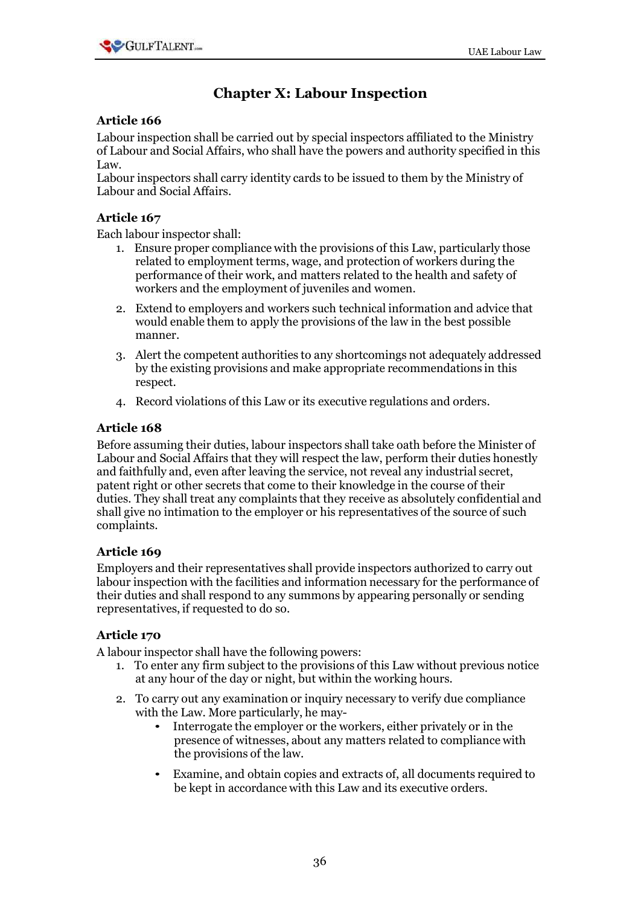## Chapter X: Labour Inspection

### Article 166

Labour inspection shall be carried out by special inspectors affiliated to the Ministry of Labour and Social Affairs, who shall have the powers and authority specified in this Law.
Labour inspectors shall carry identity cards to be issued to them by the Ministry of Labour and Social Affairs.

### Article 167

Each labour inspector shall:

1. Ensure proper compliance with the provisions of this Law, particularly those related to employment terms, wage, and protection of workers during the performance of their work, and matters related to the health and safety of workers and the employment of juveniles and women.
2. Extend to employers and workers such technical information and advice that would enable them to apply the provisions of the law in the best possible manner.
3. Alert the competent authorities to any shortcomings not adequately addressed by the existing provisions and make appropriate recommendations in this respect.
4. Record violations of this Law or its executive regulations and orders.

### Article 168

Before assuming their duties, labour inspectors shall take oath before the Minister of Labour and Social Affairs that they will respect the law, perform their duties honestly and faithfully and, even after leaving the service, not reveal any industrial secret, patent right or other secrets that come to their knowledge in the course of their duties. They shall treat any complaints that they receive as absolutely confidential and shall give no intimation to the employer or his representatives of the source of such complaints.

### Article 169

Employers and their representatives shall provide inspectors authorized to carry out labour inspection with the facilities and information necessary for the performance of their duties and shall respond to any summons by appearing personally or sending representatives, if requested to do so.

### Article 170

A labour inspector shall have the following powers:

1. To enter any firm subject to the provisions of this Law without previous notice at any hour of the day or night, but within the working hours.
2. To carry out any examination or inquiry necessary to verify due compliance with the Law. More particularly, he may-
   - Interrogate the employer or the workers, either privately or in the presence of witnesses, about any matters related to compliance with the provisions of the law.
   - Examine, and obtain copies and extracts of, all documents required to be kept in accordance with this Law and its executive orders.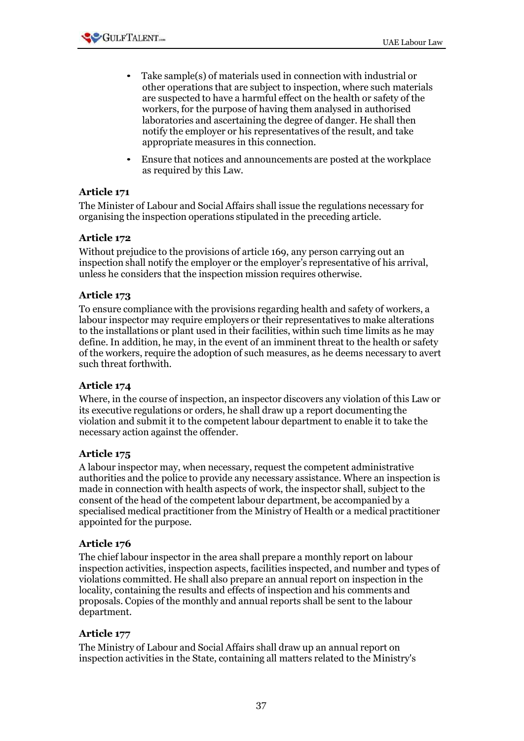- Take sample(s) of materials used in connection with industrial or other operations that are subject to inspection, where such materials are suspected to have a harmful effect on the health or safety of the workers, for the purpose of having them analysed in authorised laboratories and ascertaining the degree of danger. He shall then notify the employer or his representatives of the result, and take appropriate measures in this connection.
- Ensure that notices and announcements are posted at the workplace as required by this Law.

### Article 171

The Minister of Labour and Social Affairs shall issue the regulations necessary for organising the inspection operations stipulated in the preceding article.

### Article 172

Without prejudice to the provisions of article 169, any person carrying out an inspection shall notify the employer or the employer's representative of his arrival, unless he considers that the inspection mission requires otherwise.

### Article 173

To ensure compliance with the provisions regarding health and safety of workers, a labour inspector may require employers or their representatives to make alterations to the installations or plant used in their facilities, within such time limits as he may define. In addition, he may, in the event of an imminent threat to the health or safety of the workers, require the adoption of such measures, as he deems necessary to avert such threat forthwith.

### Article 174

Where, in the course of inspection, an inspector discovers any violation of this Law or its executive regulations or orders, he shall draw up a report documenting the violation and submit it to the competent labour department to enable it to take the necessary action against the offender.

### Article 175

A labour inspector may, when necessary, request the competent administrative authorities and the police to provide any necessary assistance. Where an inspection is made in connection with health aspects of work, the inspector shall, subject to the consent of the head of the competent labour department, be accompanied by a specialised medical practitioner from the Ministry of Health or a medical practitioner appointed for the purpose.

### Article 176

The chief labour inspector in the area shall prepare a monthly report on labour inspection activities, inspection aspects, facilities inspected, and number and types of violations committed. He shall also prepare an annual report on inspection in the locality, containing the results and effects of inspection and his comments and proposals. Copies of the monthly and annual reports shall be sent to the labour department.

### Article 177

The Ministry of Labour and Social Affairs shall draw up an annual report on inspection activities in the State, containing all matters related to the Ministry's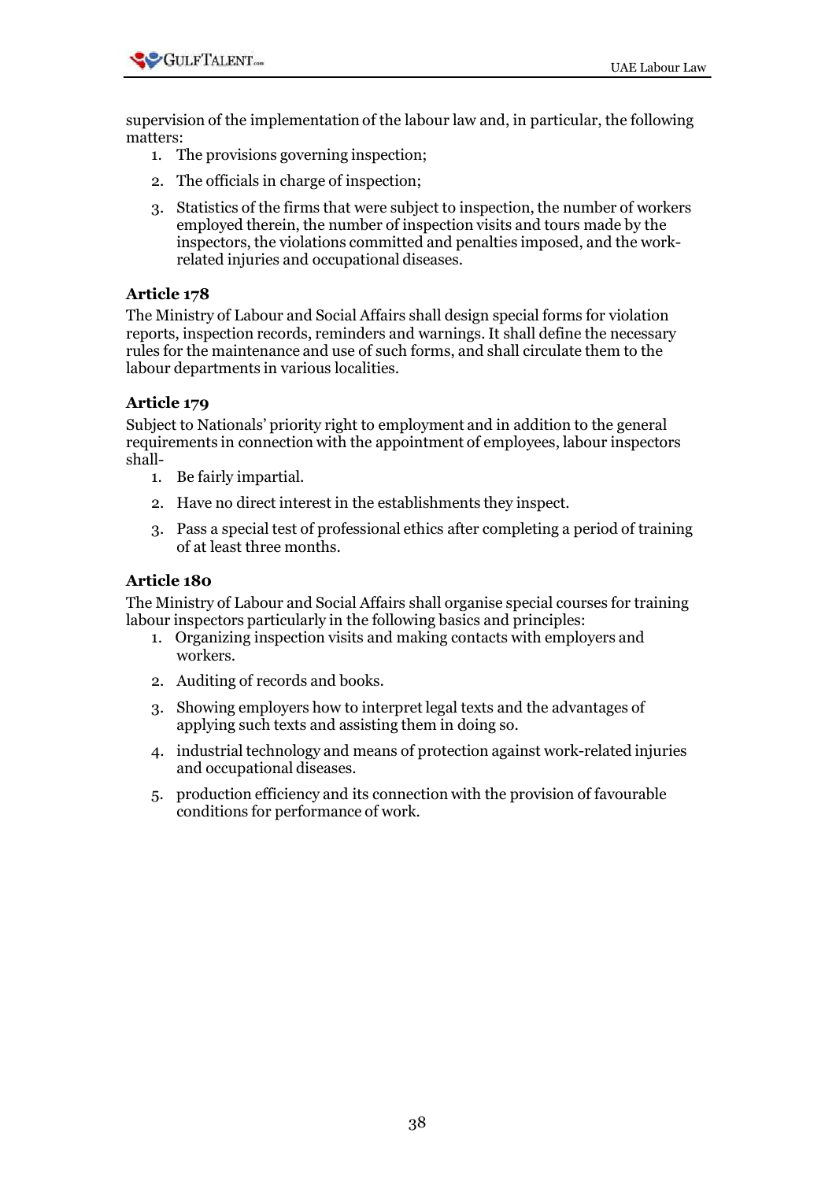supervision of the implementation of the labour law and, in particular, the following matters:

1. The provisions governing inspection;
2. The officials in charge of inspection;
3. Statistics of the firms that were subject to inspection, the number of workers employed therein, the number of inspection visits and tours made by the inspectors, the violations committed and penalties imposed, and the work-related injuries and occupational diseases.

### Article 178

The Ministry of Labour and Social Affairs shall design special forms for violation reports, inspection records, reminders and warnings. It shall define the necessary rules for the maintenance and use of such forms, and shall circulate them to the labour departments in various localities.

### Article 179

Subject to Nationals' priority right to employment and in addition to the general requirements in connection with the appointment of employees, labour inspectors shall-

1. Be fairly impartial.
2. Have no direct interest in the establishments they inspect.
3. Pass a special test of professional ethics after completing a period of training of at least three months.

### Article 180

The Ministry of Labour and Social Affairs shall organise special courses for training labour inspectors particularly in the following basics and principles:

1. Organizing inspection visits and making contacts with employers and workers.
2. Auditing of records and books.
3. Showing employers how to interpret legal texts and the advantages of applying such texts and assisting them in doing so.
4. industrial technology and means of protection against work-related injuries and occupational diseases.
5. production efficiency and its connection with the provision of favourable conditions for performance of work.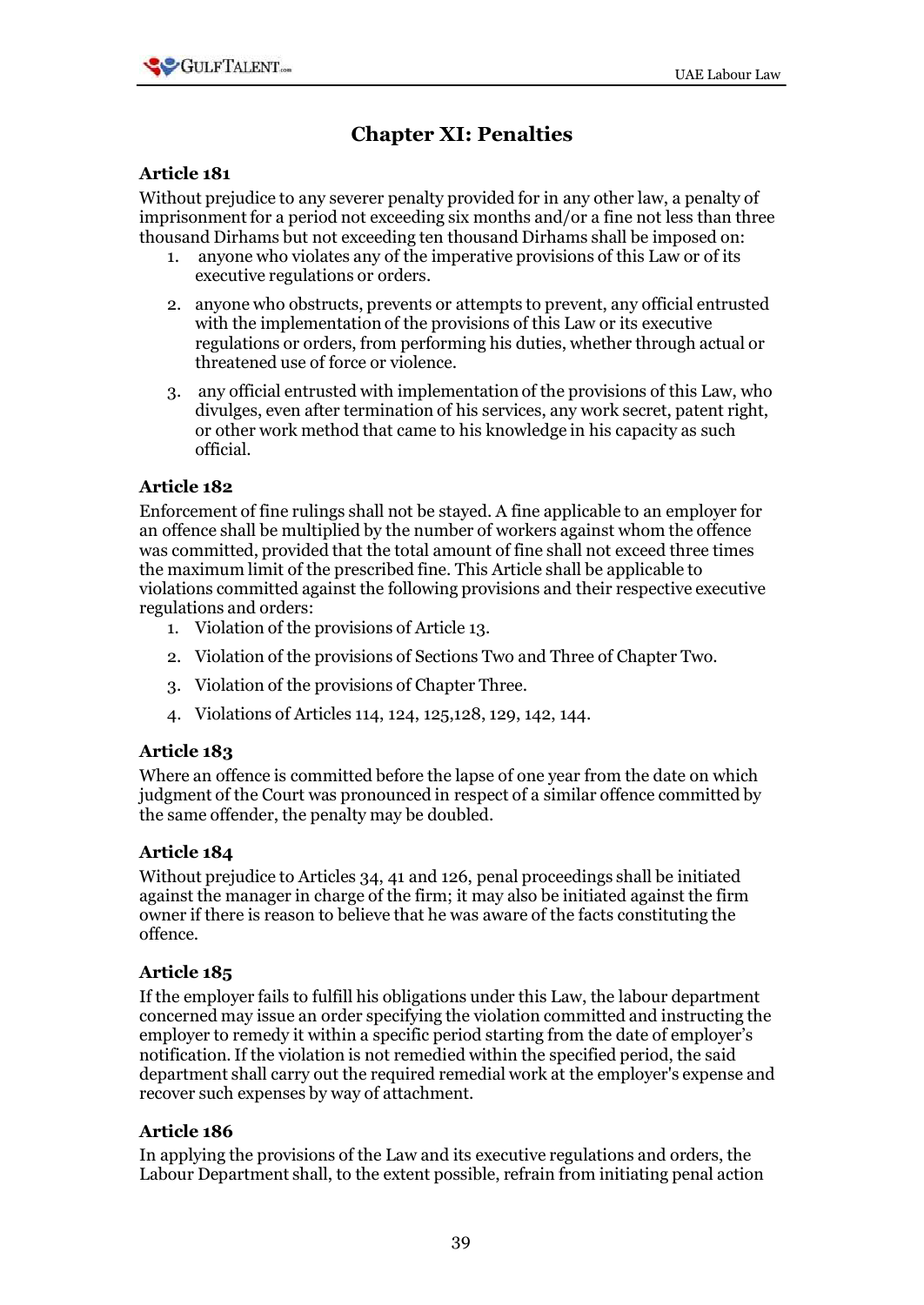## Chapter XI: Penalties

### Article 181

Without prejudice to any severer penalty provided for in any other law, a penalty of imprisonment for a period not exceeding six months and/or a fine not less than three thousand Dirhams but not exceeding ten thousand Dirhams shall be imposed on:

1. anyone who violates any of the imperative provisions of this Law or of its executive regulations or orders.
2. anyone who obstructs, prevents or attempts to prevent, any official entrusted with the implementation of the provisions of this Law or its executive regulations or orders, from performing his duties, whether through actual or threatened use of force or violence.
3. any official entrusted with implementation of the provisions of this Law, who divulges, even after termination of his services, any work secret, patent right, or other work method that came to his knowledge in his capacity as such official.

### Article 182

Enforcement of fine rulings shall not be stayed. A fine applicable to an employer for an offence shall be multiplied by the number of workers against whom the offence was committed, provided that the total amount of fine shall not exceed three times the maximum limit of the prescribed fine. This Article shall be applicable to violations committed against the following provisions and their respective executive regulations and orders:

1. Violation of the provisions of Article 13.
2. Violation of the provisions of Sections Two and Three of Chapter Two.
3. Violation of the provisions of Chapter Three.
4. Violations of Articles 114, 124, 125,128, 129, 142, 144.

### Article 183

Where an offence is committed before the lapse of one year from the date on which judgment of the Court was pronounced in respect of a similar offence committed by the same offender, the penalty may be doubled.

### Article 184

Without prejudice to Articles 34, 41 and 126, penal proceedings shall be initiated against the manager in charge of the firm; it may also be initiated against the firm owner if there is reason to believe that he was aware of the facts constituting the offence.

### Article 185

If the employer fails to fulfill his obligations under this Law, the labour department concerned may issue an order specifying the violation committed and instructing the employer to remedy it within a specific period starting from the date of employer's notification. If the violation is not remedied within the specified period, the said department shall carry out the required remedial work at the employer's expense and recover such expenses by way of attachment.

### Article 186

In applying the provisions of the Law and its executive regulations and orders, the Labour Department shall, to the extent possible, refrain from initiating penal action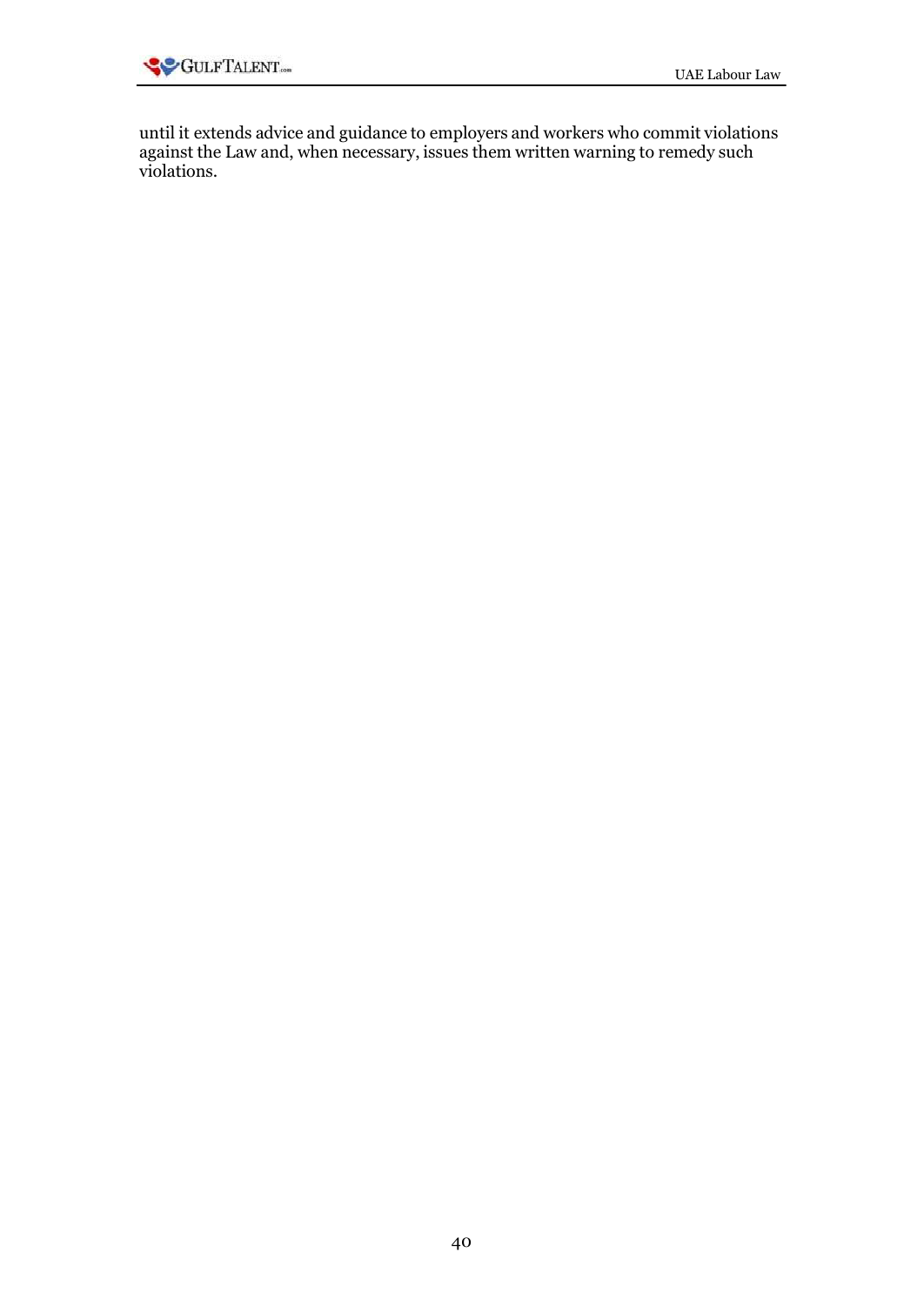until it extends advice and guidance to employers and workers who commit violations against the Law and, when necessary, issues them written warning to remedy such violations.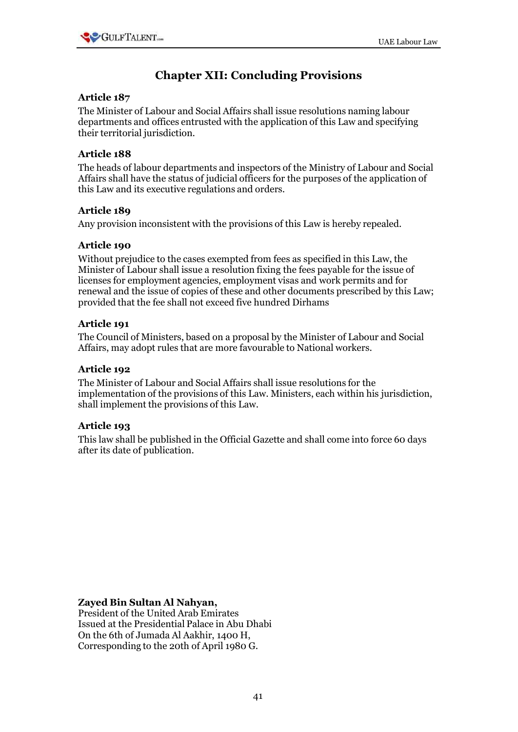## Chapter XII: Concluding Provisions

### Article 187

The Minister of Labour and Social Affairs shall issue resolutions naming labour departments and offices entrusted with the application of this Law and specifying their territorial jurisdiction.

### Article 188

The heads of labour departments and inspectors of the Ministry of Labour and Social Affairs shall have the status of judicial officers for the purposes of the application of this Law and its executive regulations and orders.

### Article 189

Any provision inconsistent with the provisions of this Law is hereby repealed.

### Article 190

Without prejudice to the cases exempted from fees as specified in this Law, the Minister of Labour shall issue a resolution fixing the fees payable for the issue of licenses for employment agencies, employment visas and work permits and for renewal and the issue of copies of these and other documents prescribed by this Law; provided that the fee shall not exceed five hundred Dirhams

### Article 191

The Council of Ministers, based on a proposal by the Minister of Labour and Social Affairs, may adopt rules that are more favourable to National workers.

### Article 192

The Minister of Labour and Social Affairs shall issue resolutions for the implementation of the provisions of this Law. Ministers, each within his jurisdiction, shall implement the provisions of this Law.

### Article 193

This law shall be published in the Official Gazette and shall come into force 60 days after its date of publication.

**Zayed Bin Sultan Al Nahyan,**
President of the United Arab Emirates
Issued at the Presidential Palace in Abu Dhabi
On the 6th of Jumada Al Aakhir, 1400 H,
Corresponding to the 20th of April 1980 G.